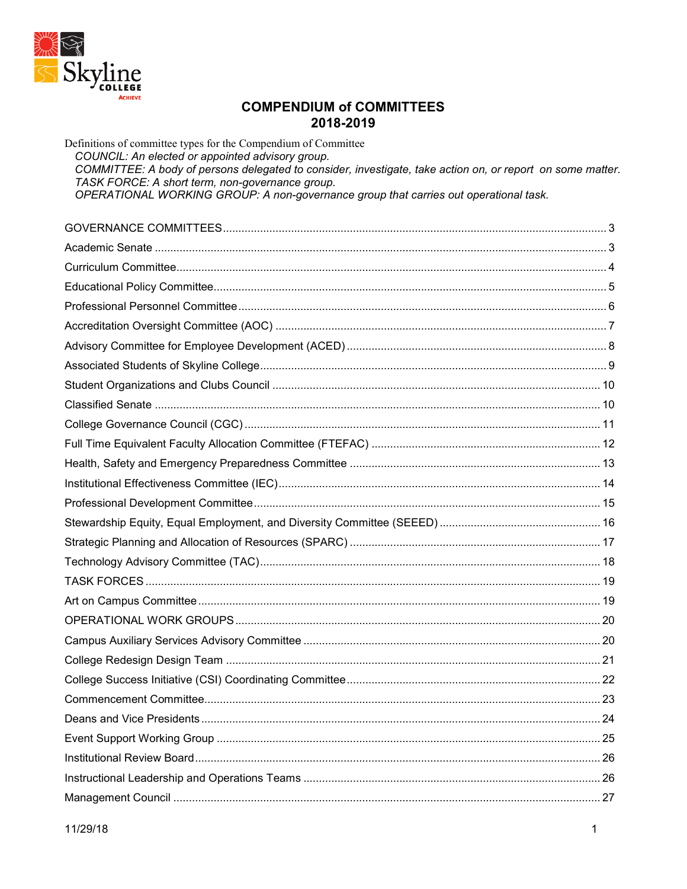# COMPENDIUM of COMMITTEES
## 2018-2019

Definitions of committee types for the Compendium of Committee

*COUNCIL: An elected or appointed advisory group.*
*COMMITTEE: A body of persons delegated to consider, investigate, take action on, or report on some matter.*
*TASK FORCE: A short term, non-governance group.*
*OPERATIONAL WORKING GROUP: A non-governance group that carries out operational task.*

GOVERNANCE COMMITTEES ........ 3
Academic Senate ........ 3
Curriculum Committee ........ 4
Educational Policy Committee ........ 5
Professional Personnel Committee ........ 6
Accreditation Oversight Committee (AOC) ........ 7
Advisory Committee for Employee Development (ACED) ........ 8
Associated Students of Skyline College ........ 9
Student Organizations and Clubs Council ........ 10
Classified Senate ........ 10
College Governance Council (CGC) ........ 11
Full Time Equivalent Faculty Allocation Committee (FTEFAC) ........ 12
Health, Safety and Emergency Preparedness Committee ........ 13
Institutional Effectiveness Committee (IEC) ........ 14
Professional Development Committee ........ 15
Stewardship Equity, Equal Employment, and Diversity Committee (SEEED) ........ 16
Strategic Planning and Allocation of Resources (SPARC) ........ 17
Technology Advisory Committee (TAC) ........ 18
TASK FORCES ........ 19
Art on Campus Committee ........ 19
OPERATIONAL WORK GROUPS ........ 20
Campus Auxiliary Services Advisory Committee ........ 20
College Redesign Design Team ........ 21
College Success Initiative (CSI) Coordinating Committee ........ 22
Commencement Committee ........ 23
Deans and Vice Presidents ........ 24
Event Support Working Group ........ 25
Institutional Review Board ........ 26
Instructional Leadership and Operations Teams ........ 26
Management Council ........ 27

11/29/18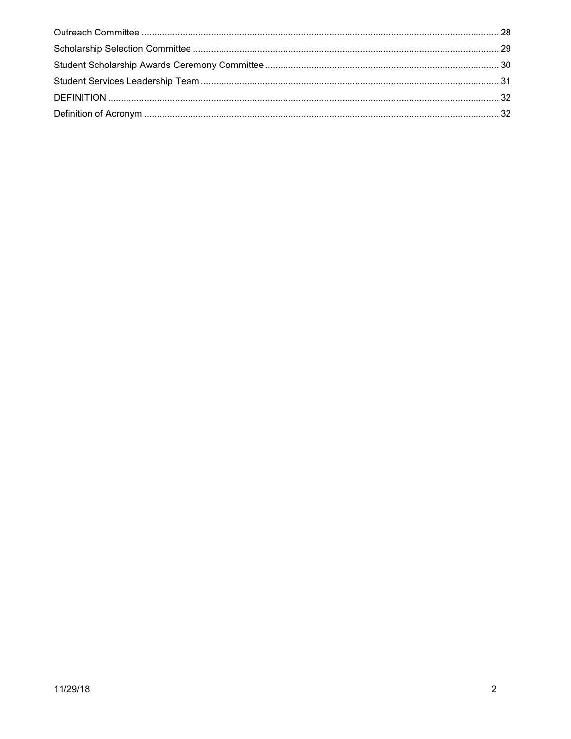Outreach Committee ........................................................................................................................................ 28
Scholarship Selection Committee .................................................................................................................... 29
Student Scholarship Awards Ceremony Committee ......................................................................................... 30
Student Services Leadership Team ................................................................................................................. 31
DEFINITION ..................................................................................................................................................... 32
Definition of Acronym ....................................................................................................................................... 32

11/29/18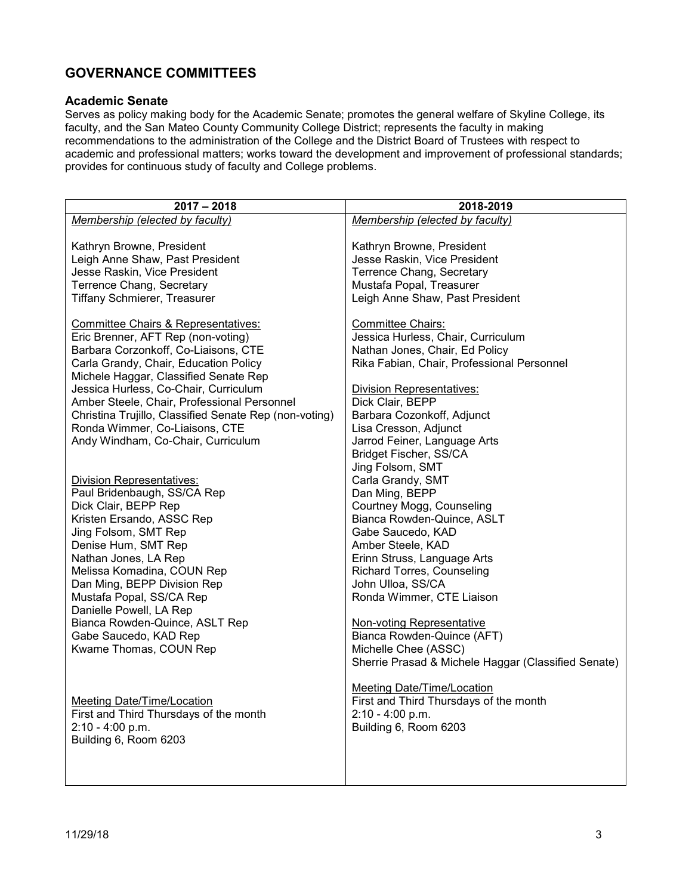## GOVERNANCE COMMITTEES

### Academic Senate

Serves as policy making body for the Academic Senate; promotes the general welfare of Skyline College, its faculty, and the San Mateo County Community College District; represents the faculty in making recommendations to the administration of the College and the District Board of Trustees with respect to academic and professional matters; works toward the development and improvement of professional standards; provides for continuous study of faculty and College problems.

| 2017 – 2018 | 2018-2019 |
|---|---|
| *Membership (elected by faculty)*<br><br>Kathryn Browne, President<br>Leigh Anne Shaw, Past President<br>Jesse Raskin, Vice President<br>Terrence Chang, Secretary<br>Tiffany Schmierer, Treasurer<br><br>Committee Chairs & Representatives:<br>Eric Brenner, AFT Rep (non-voting)<br>Barbara Corzonkoff, Co-Liaisons, CTE<br>Carla Grandy, Chair, Education Policy<br>Michele Haggar, Classified Senate Rep<br>Jessica Hurless, Co-Chair, Curriculum<br>Amber Steele, Chair, Professional Personnel<br>Christina Trujillo, Classified Senate Rep (non-voting)<br>Ronda Wimmer, Co-Liaisons, CTE<br>Andy Windham, Co-Chair, Curriculum<br><br>Division Representatives:<br>Paul Bridenbaugh, SS/CA Rep<br>Dick Clair, BEPP Rep<br>Kristen Ersando, ASSC Rep<br>Jing Folsom, SMT Rep<br>Denise Hum, SMT Rep<br>Nathan Jones, LA Rep<br>Melissa Komadina, COUN Rep<br>Dan Ming, BEPP Division Rep<br>Mustafa Popal, SS/CA Rep<br>Danielle Powell, LA Rep<br>Bianca Rowden-Quince, ASLT Rep<br>Gabe Saucedo, KAD Rep<br>Kwame Thomas, COUN Rep<br><br>Meeting Date/Time/Location<br>First and Third Thursdays of the month<br>2:10 - 4:00 p.m.<br>Building 6, Room 6203 | *Membership (elected by faculty)*<br><br>Kathryn Browne, President<br>Jesse Raskin, Vice President<br>Terrence Chang, Secretary<br>Mustafa Popal, Treasurer<br>Leigh Anne Shaw, Past President<br><br>Committee Chairs:<br>Jessica Hurless, Chair, Curriculum<br>Nathan Jones, Chair, Ed Policy<br>Rika Fabian, Chair, Professional Personnel<br><br>Division Representatives:<br>Dick Clair, BEPP<br>Barbara Cozonkoff, Adjunct<br>Lisa Cresson, Adjunct<br>Jarrod Feiner, Language Arts<br>Bridget Fischer, SS/CA<br>Jing Folsom, SMT<br>Carla Grandy, SMT<br>Dan Ming, BEPP<br>Courtney Mogg, Counseling<br>Bianca Rowden-Quince, ASLT<br>Gabe Saucedo, KAD<br>Amber Steele, KAD<br>Erinn Struss, Language Arts<br>Richard Torres, Counseling<br>John Ulloa, SS/CA<br>Ronda Wimmer, CTE Liaison<br><br>Non-voting Representative<br>Bianca Rowden-Quince (AFT)<br>Michelle Chee (ASSC)<br>Sherrie Prasad & Michele Haggar (Classified Senate)<br><br>Meeting Date/Time/Location<br>First and Third Thursdays of the month<br>2:10 - 4:00 p.m.<br>Building 6, Room 6203 |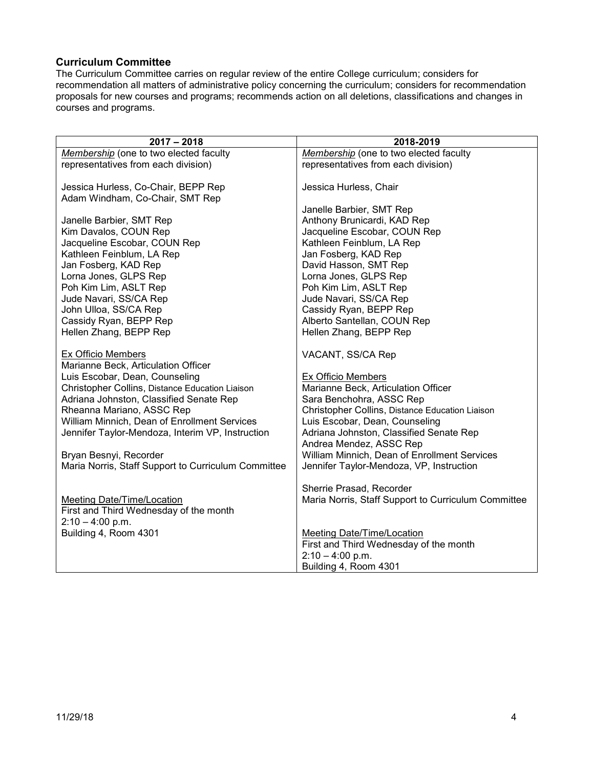## Curriculum Committee

The Curriculum Committee carries on regular review of the entire College curriculum; considers for recommendation all matters of administrative policy concerning the curriculum; considers for recommendation proposals for new courses and programs; recommends action on all deletions, classifications and changes in courses and programs.

| 2017 – 2018 | 2018-2019 |
|---|---|
| *Membership* (one to two elected faculty representatives from each division)<br><br>Jessica Hurless, Co-Chair, BEPP Rep<br>Adam Windham, Co-Chair, SMT Rep<br><br>Janelle Barbier, SMT Rep<br>Kim Davalos, COUN Rep<br>Jacqueline Escobar, COUN Rep<br>Kathleen Feinblum, LA Rep<br>Jan Fosberg, KAD Rep<br>Lorna Jones, GLPS Rep<br>Poh Kim Lim, ASLT Rep<br>Jude Navari, SS/CA Rep<br>John Ulloa, SS/CA Rep<br>Cassidy Ryan, BEPP Rep<br>Hellen Zhang, BEPP Rep<br><br>Ex Officio Members<br>Marianne Beck, Articulation Officer<br>Luis Escobar, Dean, Counseling<br>Christopher Collins, Distance Education Liaison<br>Adriana Johnston, Classified Senate Rep<br>Rheanna Mariano, ASSC Rep<br>William Minnich, Dean of Enrollment Services<br>Jennifer Taylor-Mendoza, Interim VP, Instruction<br><br>Bryan Besnyi, Recorder<br>Maria Norris, Staff Support to Curriculum Committee<br><br>Meeting Date/Time/Location<br>First and Third Wednesday of the month<br>2:10 – 4:00 p.m.<br>Building 4, Room 4301 | *Membership* (one to two elected faculty representatives from each division)<br><br>Jessica Hurless, Chair<br><br>Janelle Barbier, SMT Rep<br>Anthony Brunicardi, KAD Rep<br>Jacqueline Escobar, COUN Rep<br>Kathleen Feinblum, LA Rep<br>Jan Fosberg, KAD Rep<br>David Hasson, SMT Rep<br>Lorna Jones, GLPS Rep<br>Poh Kim Lim, ASLT Rep<br>Jude Navari, SS/CA Rep<br>Cassidy Ryan, BEPP Rep<br>Alberto Santellan, COUN Rep<br>Hellen Zhang, BEPP Rep<br><br>VACANT, SS/CA Rep<br><br>Ex Officio Members<br>Marianne Beck, Articulation Officer<br>Sara Benchohra, ASSC Rep<br>Christopher Collins, Distance Education Liaison<br>Luis Escobar, Dean, Counseling<br>Adriana Johnston, Classified Senate Rep<br>Andrea Mendez, ASSC Rep<br>William Minnich, Dean of Enrollment Services<br>Jennifer Taylor-Mendoza, VP, Instruction<br><br>Sherrie Prasad, Recorder<br>Maria Norris, Staff Support to Curriculum Committee<br><br>Meeting Date/Time/Location<br>First and Third Wednesday of the month<br>2:10 – 4:00 p.m.<br>Building 4, Room 4301 |

11/29/18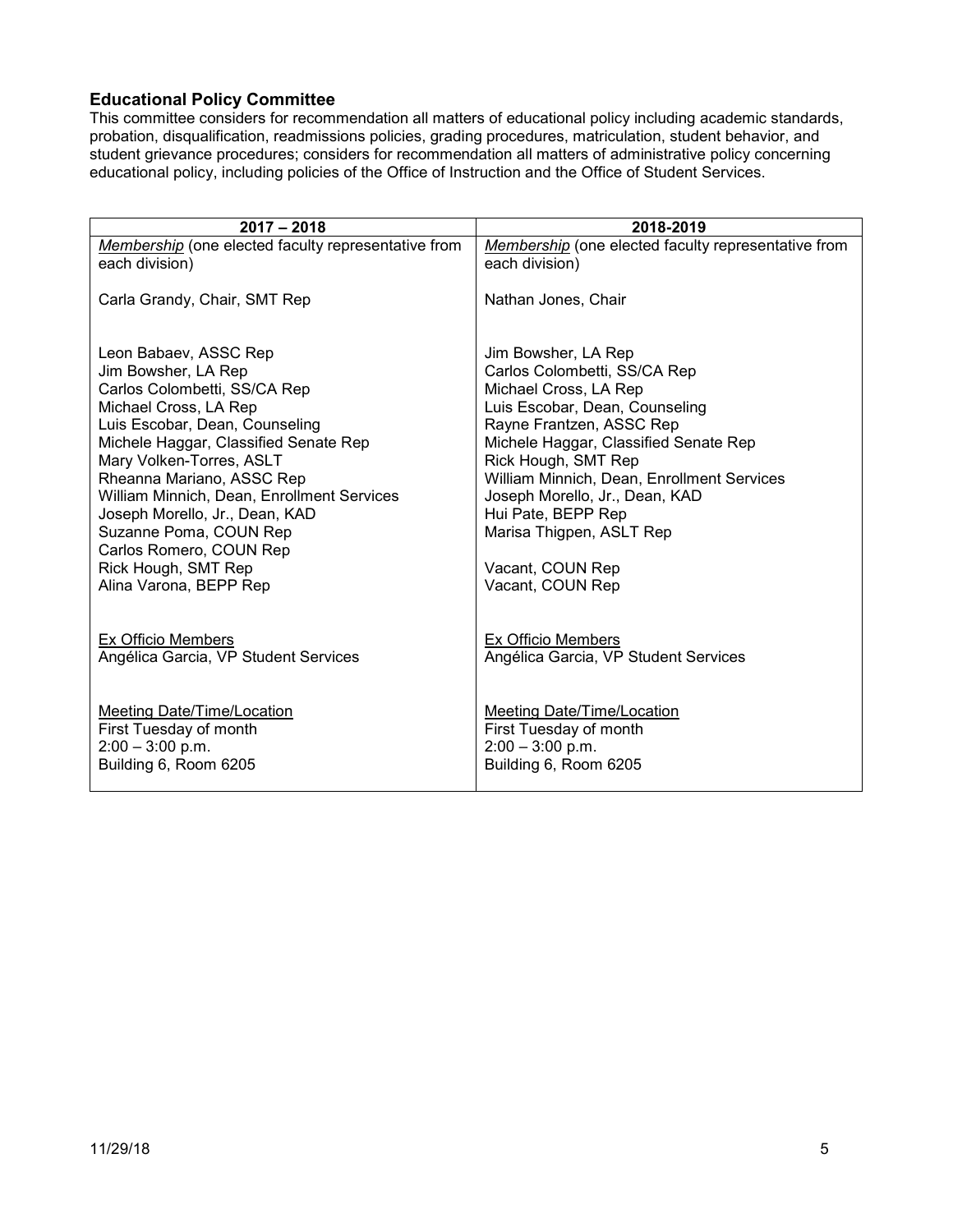### Educational Policy Committee

This committee considers for recommendation all matters of educational policy including academic standards, probation, disqualification, readmissions policies, grading procedures, matriculation, student behavior, and student grievance procedures; considers for recommendation all matters of administrative policy concerning educational policy, including policies of the Office of Instruction and the Office of Student Services.

| 2017 – 2018 | 2018-2019 |
|---|---|
| *Membership* (one elected faculty representative from each division)<br><br>Carla Grandy, Chair, SMT Rep<br><br><br>Leon Babaev, ASSC Rep<br>Jim Bowsher, LA Rep<br>Carlos Colombetti, SS/CA Rep<br>Michael Cross, LA Rep<br>Luis Escobar, Dean, Counseling<br>Michele Haggar, Classified Senate Rep<br>Mary Volken-Torres, ASLT<br>Rheanna Mariano, ASSC Rep<br>William Minnich, Dean, Enrollment Services<br>Joseph Morello, Jr., Dean, KAD<br>Suzanne Poma, COUN Rep<br>Carlos Romero, COUN Rep<br>Rick Hough, SMT Rep<br>Alina Varona, BEPP Rep<br><br><br>Ex Officio Members<br>Angélica Garcia, VP Student Services<br><br><br>Meeting Date/Time/Location<br>First Tuesday of month<br>2:00 – 3:00 p.m.<br>Building 6, Room 6205 | *Membership* (one elected faculty representative from each division)<br><br>Nathan Jones, Chair<br><br><br>Jim Bowsher, LA Rep<br>Carlos Colombetti, SS/CA Rep<br>Michael Cross, LA Rep<br>Luis Escobar, Dean, Counseling<br>Rayne Frantzen, ASSC Rep<br>Michele Haggar, Classified Senate Rep<br>Rick Hough, SMT Rep<br>William Minnich, Dean, Enrollment Services<br>Joseph Morello, Jr., Dean, KAD<br>Hui Pate, BEPP Rep<br>Marisa Thigpen, ASLT Rep<br><br>Vacant, COUN Rep<br>Vacant, COUN Rep<br><br><br>Ex Officio Members<br>Angélica Garcia, VP Student Services<br><br><br>Meeting Date/Time/Location<br>First Tuesday of month<br>2:00 – 3:00 p.m.<br>Building 6, Room 6205 |

11/29/18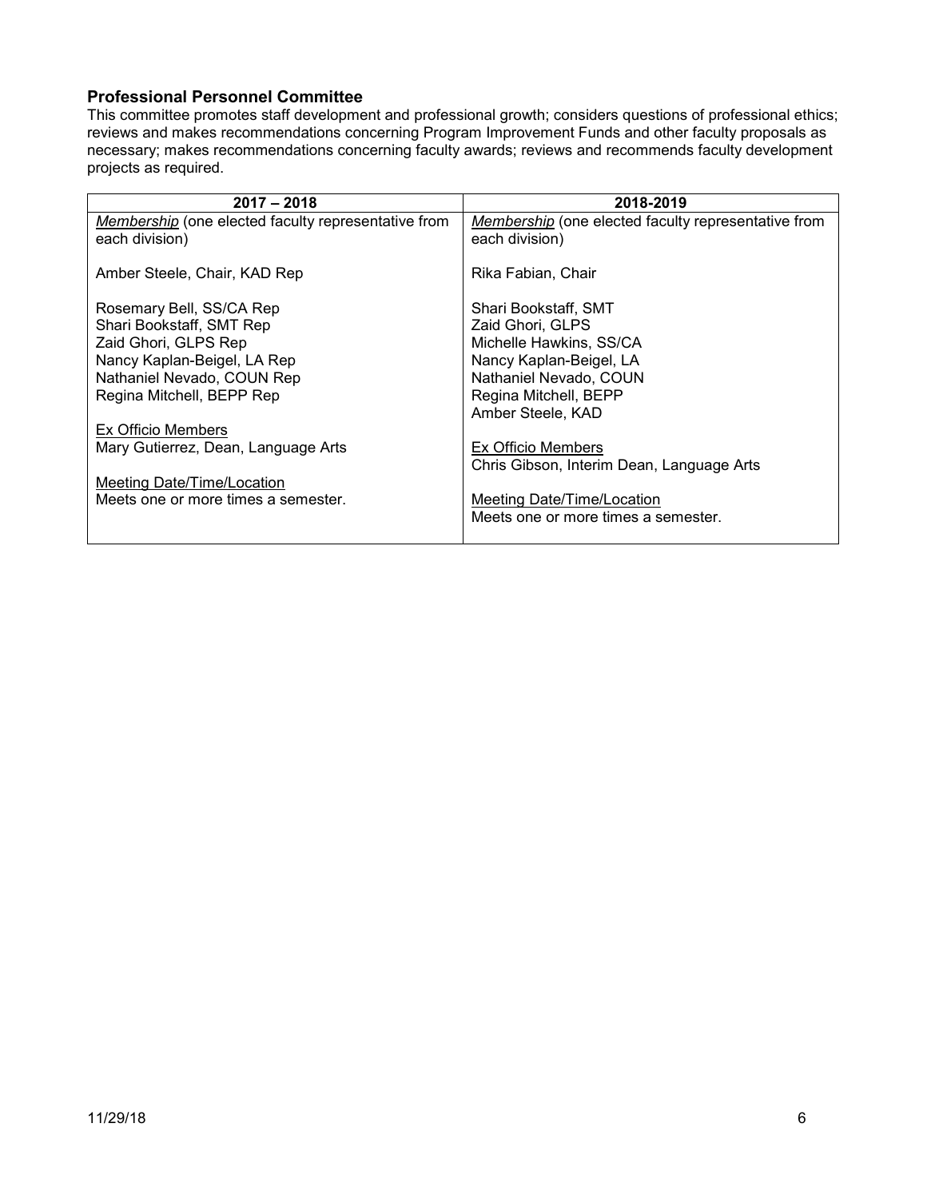### Professional Personnel Committee

This committee promotes staff development and professional growth; considers questions of professional ethics; reviews and makes recommendations concerning Program Improvement Funds and other faculty proposals as necessary; makes recommendations concerning faculty awards; reviews and recommends faculty development projects as required.

| 2017 – 2018 | 2018-2019 |
|---|---|
| *Membership* (one elected faculty representative from each division)<br><br>Amber Steele, Chair, KAD Rep<br><br>Rosemary Bell, SS/CA Rep<br>Shari Bookstaff, SMT Rep<br>Zaid Ghori, GLPS Rep<br>Nancy Kaplan-Beigel, LA Rep<br>Nathaniel Nevado, COUN Rep<br>Regina Mitchell, BEPP Rep<br><br>Ex Officio Members<br>Mary Gutierrez, Dean, Language Arts<br><br>Meeting Date/Time/Location<br>Meets one or more times a semester. | *Membership* (one elected faculty representative from each division)<br><br>Rika Fabian, Chair<br><br>Shari Bookstaff, SMT<br>Zaid Ghori, GLPS<br>Michelle Hawkins, SS/CA<br>Nancy Kaplan-Beigel, LA<br>Nathaniel Nevado, COUN<br>Regina Mitchell, BEPP<br>Amber Steele, KAD<br><br>Ex Officio Members<br>Chris Gibson, Interim Dean, Language Arts<br><br>Meeting Date/Time/Location<br>Meets one or more times a semester. |

11/29/18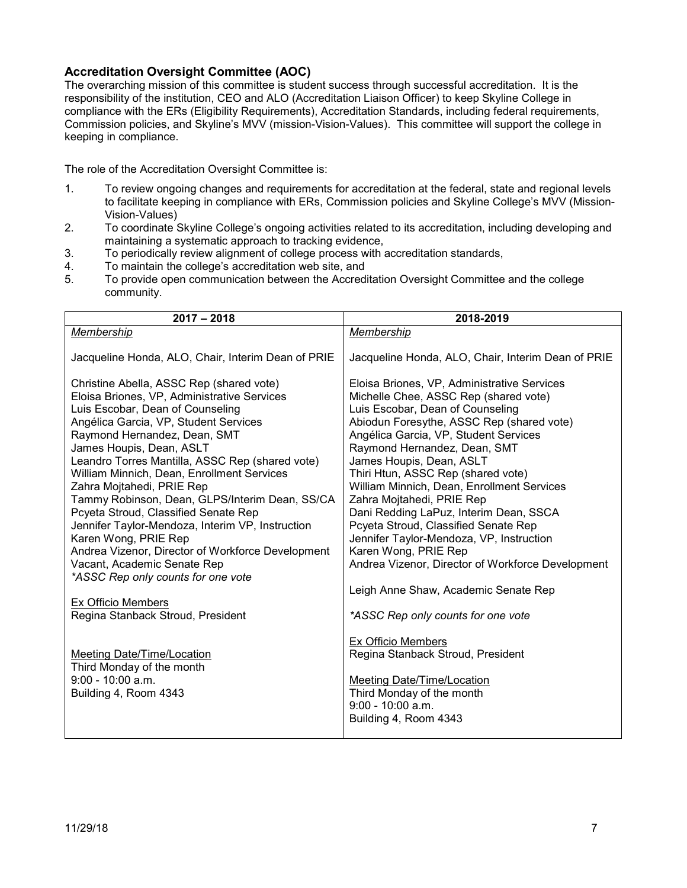### Accreditation Oversight Committee (AOC)

The overarching mission of this committee is student success through successful accreditation. It is the responsibility of the institution, CEO and ALO (Accreditation Liaison Officer) to keep Skyline College in compliance with the ERs (Eligibility Requirements), Accreditation Standards, including federal requirements, Commission policies, and Skyline's MVV (mission-Vision-Values). This committee will support the college in keeping in compliance.

The role of the Accreditation Oversight Committee is:

1. To review ongoing changes and requirements for accreditation at the federal, state and regional levels to facilitate keeping in compliance with ERs, Commission policies and Skyline College's MVV (Mission-Vision-Values)
2. To coordinate Skyline College's ongoing activities related to its accreditation, including developing and maintaining a systematic approach to tracking evidence,
3. To periodically review alignment of college process with accreditation standards,
4. To maintain the college's accreditation web site, and
5. To provide open communication between the Accreditation Oversight Committee and the college community.

| 2017 – 2018 | 2018-2019 |
|---|---|
| <u>*Membership*</u><br><br>Jacqueline Honda, ALO, Chair, Interim Dean of PRIE<br><br>Christine Abella, ASSC Rep (shared vote)<br>Eloisa Briones, VP, Administrative Services<br>Luis Escobar, Dean of Counseling<br>Angélica Garcia, VP, Student Services<br>Raymond Hernandez, Dean, SMT<br>James Houpis, Dean, ASLT<br>Leandro Torres Mantilla, ASSC Rep (shared vote)<br>William Minnich, Dean, Enrollment Services<br>Zahra Mojtahedi, PRIE Rep<br>Tammy Robinson, Dean, GLPS/Interim Dean, SS/CA<br>Pcyeta Stroud, Classified Senate Rep<br>Jennifer Taylor-Mendoza, Interim VP, Instruction<br>Karen Wong, PRIE Rep<br>Andrea Vizenor, Director of Workforce Development<br>Vacant, Academic Senate Rep<br>*\*ASSC Rep only counts for one vote*<br><br><u>Ex Officio Members</u><br>Regina Stanback Stroud, President<br><br><u>Meeting Date/Time/Location</u><br>Third Monday of the month<br>9:00 - 10:00 a.m.<br>Building 4, Room 4343 | <u>*Membership*</u><br><br>Jacqueline Honda, ALO, Chair, Interim Dean of PRIE<br><br>Eloisa Briones, VP, Administrative Services<br>Michelle Chee, ASSC Rep (shared vote)<br>Luis Escobar, Dean of Counseling<br>Abiodun Foresythe, ASSC Rep (shared vote)<br>Angélica Garcia, VP, Student Services<br>Raymond Hernandez, Dean, SMT<br>James Houpis, Dean, ASLT<br>Thiri Htun, ASSC Rep (shared vote)<br>William Minnich, Dean, Enrollment Services<br>Zahra Mojtahedi, PRIE Rep<br>Dani Redding LaPuz, Interim Dean, SSCA<br>Pcyeta Stroud, Classified Senate Rep<br>Jennifer Taylor-Mendoza, VP, Instruction<br>Karen Wong, PRIE Rep<br>Andrea Vizenor, Director of Workforce Development<br><br>Leigh Anne Shaw, Academic Senate Rep<br><br>*\*ASSC Rep only counts for one vote*<br><br><u>Ex Officio Members</u><br>Regina Stanback Stroud, President<br><br><u>Meeting Date/Time/Location</u><br>Third Monday of the month<br>9:00 - 10:00 a.m.<br>Building 4, Room 4343 |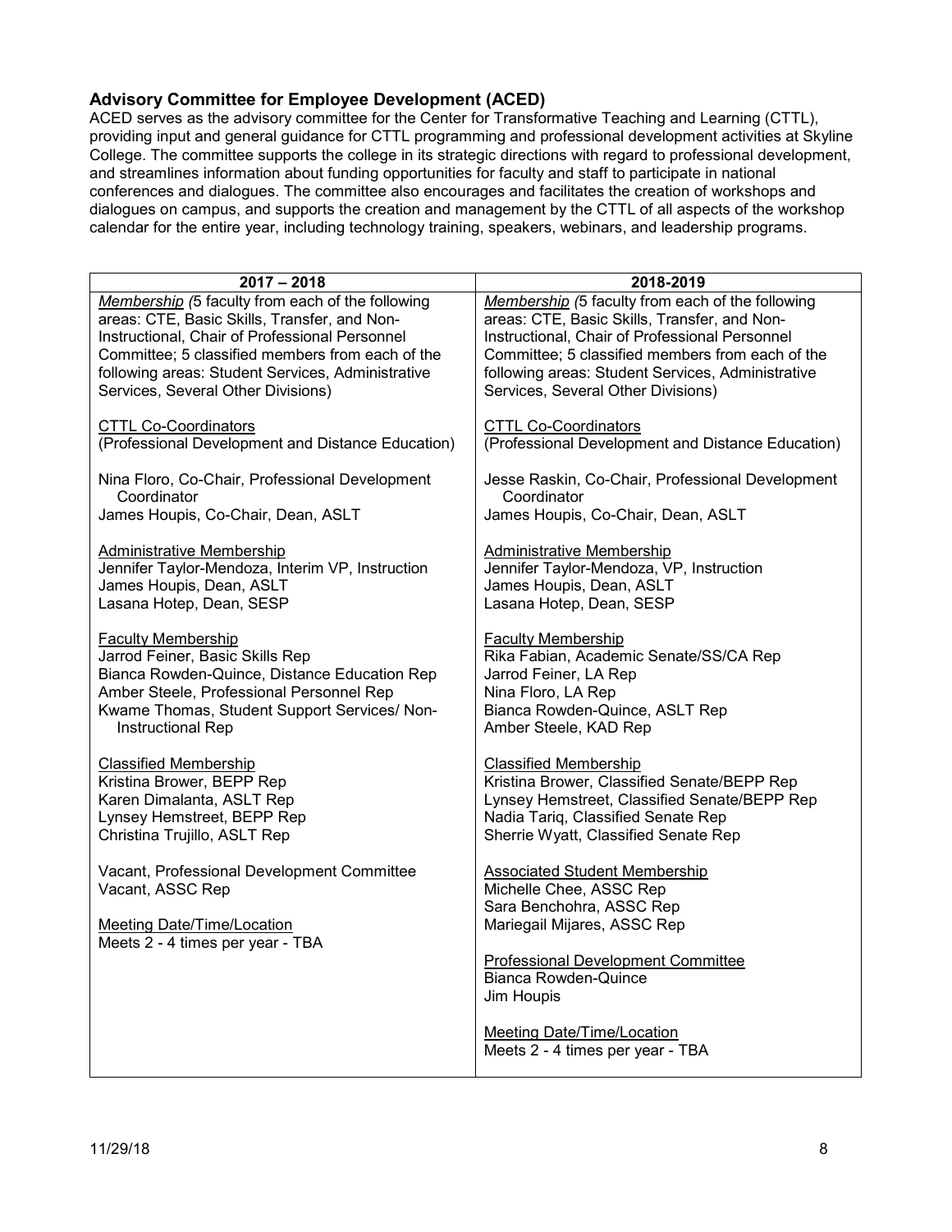### Advisory Committee for Employee Development (ACED)

ACED serves as the advisory committee for the Center for Transformative Teaching and Learning (CTTL), providing input and general guidance for CTTL programming and professional development activities at Skyline College. The committee supports the college in its strategic directions with regard to professional development, and streamlines information about funding opportunities for faculty and staff to participate in national conferences and dialogues. The committee also encourages and facilitates the creation of workshops and dialogues on campus, and supports the creation and management by the CTTL of all aspects of the workshop calendar for the entire year, including technology training, speakers, webinars, and leadership programs.

| 2017 – 2018 | 2018-2019 |
|---|---|
| *Membership (*5 faculty from each of the following areas: CTE, Basic Skills, Transfer, and Non-Instructional, Chair of Professional Personnel Committee; 5 classified members from each of the following areas: Student Services, Administrative Services, Several Other Divisions) | *Membership (*5 faculty from each of the following areas: CTE, Basic Skills, Transfer, and Non-Instructional, Chair of Professional Personnel Committee; 5 classified members from each of the following areas: Student Services, Administrative Services, Several Other Divisions) |
| CTTL Co-Coordinators<br>(Professional Development and Distance Education) | CTTL Co-Coordinators<br>(Professional Development and Distance Education) |
| Nina Floro, Co-Chair, Professional Development Coordinator<br>James Houpis, Co-Chair, Dean, ASLT | Jesse Raskin, Co-Chair, Professional Development Coordinator<br>James Houpis, Co-Chair, Dean, ASLT |
| Administrative Membership<br>Jennifer Taylor-Mendoza, Interim VP, Instruction<br>James Houpis, Dean, ASLT<br>Lasana Hotep, Dean, SESP | Administrative Membership<br>Jennifer Taylor-Mendoza, VP, Instruction<br>James Houpis, Dean, ASLT<br>Lasana Hotep, Dean, SESP |
| Faculty Membership<br>Jarrod Feiner, Basic Skills Rep<br>Bianca Rowden-Quince, Distance Education Rep<br>Amber Steele, Professional Personnel Rep<br>Kwame Thomas, Student Support Services/ Non-Instructional Rep | Faculty Membership<br>Rika Fabian, Academic Senate/SS/CA Rep<br>Jarrod Feiner, LA Rep<br>Nina Floro, LA Rep<br>Bianca Rowden-Quince, ASLT Rep<br>Amber Steele, KAD Rep |
| Classified Membership<br>Kristina Brower, BEPP Rep<br>Karen Dimalanta, ASLT Rep<br>Lynsey Hemstreet, BEPP Rep<br>Christina Trujillo, ASLT Rep | Classified Membership<br>Kristina Brower, Classified Senate/BEPP Rep<br>Lynsey Hemstreet, Classified Senate/BEPP Rep<br>Nadia Tariq, Classified Senate Rep<br>Sherrie Wyatt, Classified Senate Rep |
| Vacant, Professional Development Committee<br>Vacant, ASSC Rep | Associated Student Membership<br>Michelle Chee, ASSC Rep<br>Sara Benchohra, ASSC Rep<br>Mariegail Mijares, ASSC Rep |
| Meeting Date/Time/Location<br>Meets 2 - 4 times per year - TBA | Professional Development Committee<br>Bianca Rowden-Quince<br>Jim Houpis |
| | Meeting Date/Time/Location<br>Meets 2 - 4 times per year - TBA |

11/29/18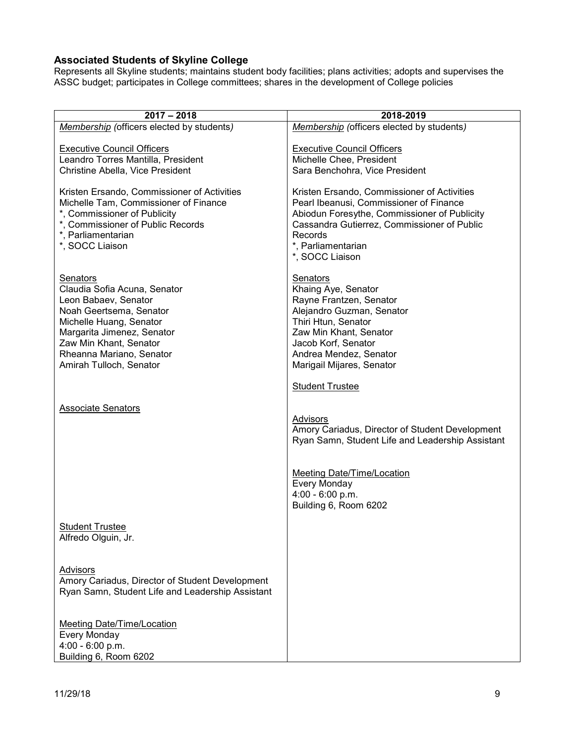### Associated Students of Skyline College

Represents all Skyline students; maintains student body facilities; plans activities; adopts and supervises the ASSC budget; participates in College committees; shares in the development of College policies

| 2017 – 2018 | 2018-2019 |
|---|---|
| *Membership (officers elected by students)*<br><br>Executive Council Officers<br>Leandro Torres Mantilla, President<br>Christine Abella, Vice President<br><br>Kristen Ersando, Commissioner of Activities<br>Michelle Tam, Commissioner of Finance<br>*, Commissioner of Publicity<br>*, Commissioner of Public Records<br>*, Parliamentarian<br>*, SOCC Liaison<br><br>Senators<br>Claudia Sofia Acuna, Senator<br>Leon Babaev, Senator<br>Noah Geertsema, Senator<br>Michelle Huang, Senator<br>Margarita Jimenez, Senator<br>Zaw Min Khant, Senator<br>Rheanna Mariano, Senator<br>Amirah Tulloch, Senator<br><br>Associate Senators<br><br>Student Trustee<br>Alfredo Olguin, Jr.<br><br>Advisors<br>Amory Cariadus, Director of Student Development<br>Ryan Samn, Student Life and Leadership Assistant<br><br>Meeting Date/Time/Location<br>Every Monday<br>4:00 - 6:00 p.m.<br>Building 6, Room 6202 | *Membership (officers elected by students)*<br><br>Executive Council Officers<br>Michelle Chee, President<br>Sara Benchohra, Vice President<br><br>Kristen Ersando, Commissioner of Activities<br>Pearl Ibeanusi, Commissioner of Finance<br>Abiodun Foresythe, Commissioner of Publicity<br>Cassandra Gutierrez, Commissioner of Public Records<br>*, Parliamentarian<br>*, SOCC Liaison<br><br>Senators<br>Khaing Aye, Senator<br>Rayne Frantzen, Senator<br>Alejandro Guzman, Senator<br>Thiri Htun, Senator<br>Zaw Min Khant, Senator<br>Jacob Korf, Senator<br>Andrea Mendez, Senator<br>Marigail Mijares, Senator<br><br>Student Trustee<br><br>Advisors<br>Amory Cariadus, Director of Student Development<br>Ryan Samn, Student Life and Leadership Assistant<br><br>Meeting Date/Time/Location<br>Every Monday<br>4:00 - 6:00 p.m.<br>Building 6, Room 6202 |

11/29/18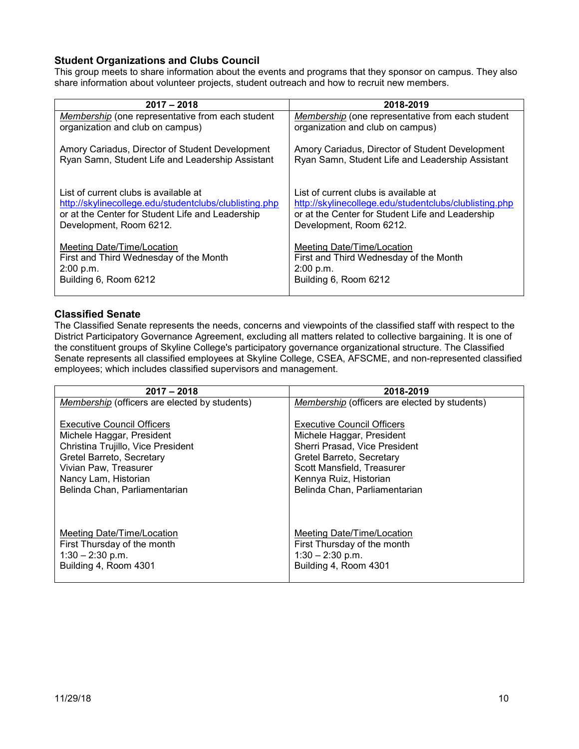### Student Organizations and Clubs Council

This group meets to share information about the events and programs that they sponsor on campus. They also share information about volunteer projects, student outreach and how to recruit new members.

| 2017 – 2018 | 2018-2019 |
|---|---|
| *Membership* (one representative from each student organization and club on campus)<br><br>Amory Cariadus, Director of Student Development<br>Ryan Samn, Student Life and Leadership Assistant<br><br>List of current clubs is available at http://skylinecollege.edu/studentclubs/clublisting.php or at the Center for Student Life and Leadership Development, Room 6212.<br><br>Meeting Date/Time/Location<br>First and Third Wednesday of the Month<br>2:00 p.m.<br>Building 6, Room 6212 | *Membership* (one representative from each student organization and club on campus)<br><br>Amory Cariadus, Director of Student Development<br>Ryan Samn, Student Life and Leadership Assistant<br><br>List of current clubs is available at http://skylinecollege.edu/studentclubs/clublisting.php or at the Center for Student Life and Leadership Development, Room 6212.<br><br>Meeting Date/Time/Location<br>First and Third Wednesday of the Month<br>2:00 p.m.<br>Building 6, Room 6212 |

### Classified Senate

The Classified Senate represents the needs, concerns and viewpoints of the classified staff with respect to the District Participatory Governance Agreement, excluding all matters related to collective bargaining. It is one of the constituent groups of Skyline College's participatory governance organizational structure. The Classified Senate represents all classified employees at Skyline College, CSEA, AFSCME, and non-represented classified employees; which includes classified supervisors and management.

| 2017 – 2018 | 2018-2019 |
|---|---|
| *Membership* (officers are elected by students)<br><br>Executive Council Officers<br>Michele Haggar, President<br>Christina Trujillo, Vice President<br>Gretel Barreto, Secretary<br>Vivian Paw, Treasurer<br>Nancy Lam, Historian<br>Belinda Chan, Parliamentarian<br><br>Meeting Date/Time/Location<br>First Thursday of the month<br>1:30 – 2:30 p.m.<br>Building 4, Room 4301 | *Membership* (officers are elected by students)<br><br>Executive Council Officers<br>Michele Haggar, President<br>Sherri Prasad, Vice President<br>Gretel Barreto, Secretary<br>Scott Mansfield, Treasurer<br>Kennya Ruiz, Historian<br>Belinda Chan, Parliamentarian<br><br>Meeting Date/Time/Location<br>First Thursday of the month<br>1:30 – 2:30 p.m.<br>Building 4, Room 4301 |

11/29/18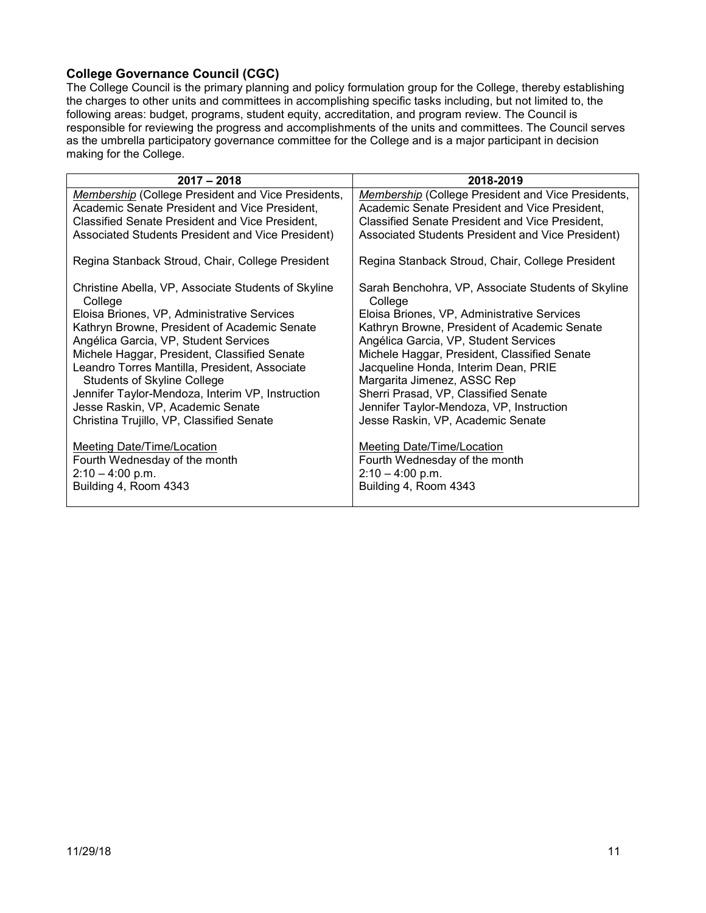### College Governance Council (CGC)

The College Council is the primary planning and policy formulation group for the College, thereby establishing the charges to other units and committees in accomplishing specific tasks including, but not limited to, the following areas: budget, programs, student equity, accreditation, and program review. The Council is responsible for reviewing the progress and accomplishments of the units and committees. The Council serves as the umbrella participatory governance committee for the College and is a major participant in decision making for the College.

| 2017 – 2018 | 2018-2019 |
|---|---|
| *Membership* (College President and Vice Presidents, Academic Senate President and Vice President, Classified Senate President and Vice President, Associated Students President and Vice President) | *Membership* (College President and Vice Presidents, Academic Senate President and Vice President, Classified Senate President and Vice President, Associated Students President and Vice President) |
| Regina Stanback Stroud, Chair, College President | Regina Stanback Stroud, Chair, College President |
| Christine Abella, VP, Associate Students of Skyline College<br>Eloisa Briones, VP, Administrative Services<br>Kathryn Browne, President of Academic Senate<br>Angélica Garcia, VP, Student Services<br>Michele Haggar, President, Classified Senate<br>Leandro Torres Mantilla, President, Associate Students of Skyline College<br>Jennifer Taylor-Mendoza, Interim VP, Instruction<br>Jesse Raskin, VP, Academic Senate<br>Christina Trujillo, VP, Classified Senate | Sarah Benchohra, VP, Associate Students of Skyline College<br>Eloisa Briones, VP, Administrative Services<br>Kathryn Browne, President of Academic Senate<br>Angélica Garcia, VP, Student Services<br>Michele Haggar, President, Classified Senate<br>Jacqueline Honda, Interim Dean, PRIE<br>Margarita Jimenez, ASSC Rep<br>Sherri Prasad, VP, Classified Senate<br>Jennifer Taylor-Mendoza, VP, Instruction<br>Jesse Raskin, VP, Academic Senate |
| Meeting Date/Time/Location<br>Fourth Wednesday of the month<br>2:10 – 4:00 p.m.<br>Building 4, Room 4343 | Meeting Date/Time/Location<br>Fourth Wednesday of the month<br>2:10 – 4:00 p.m.<br>Building 4, Room 4343 |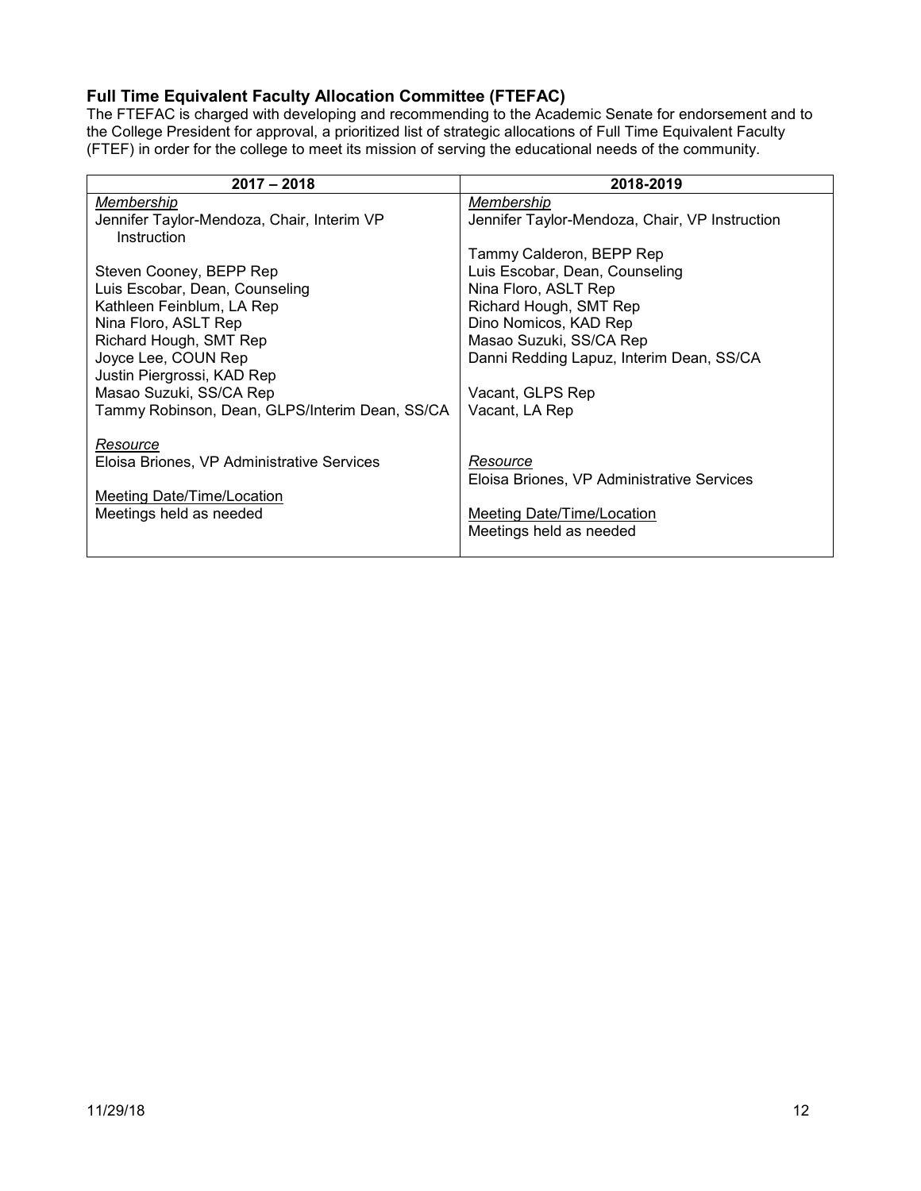### Full Time Equivalent Faculty Allocation Committee (FTEFAC)

The FTEFAC is charged with developing and recommending to the Academic Senate for endorsement and to the College President for approval, a prioritized list of strategic allocations of Full Time Equivalent Faculty (FTEF) in order for the college to meet its mission of serving the educational needs of the community.

| 2017 – 2018 | 2018-2019 |
|---|---|
| *Membership*<br>Jennifer Taylor-Mendoza, Chair, Interim VP Instruction<br><br>Steven Cooney, BEPP Rep<br>Luis Escobar, Dean, Counseling<br>Kathleen Feinblum, LA Rep<br>Nina Floro, ASLT Rep<br>Richard Hough, SMT Rep<br>Joyce Lee, COUN Rep<br>Justin Piergrossi, KAD Rep<br>Masao Suzuki, SS/CA Rep<br>Tammy Robinson, Dean, GLPS/Interim Dean, SS/CA<br><br>*Resource*<br>Eloisa Briones, VP Administrative Services<br><br>Meeting Date/Time/Location<br>Meetings held as needed | *Membership*<br>Jennifer Taylor-Mendoza, Chair, VP Instruction<br><br>Tammy Calderon, BEPP Rep<br>Luis Escobar, Dean, Counseling<br>Nina Floro, ASLT Rep<br>Richard Hough, SMT Rep<br>Dino Nomicos, KAD Rep<br>Masao Suzuki, SS/CA Rep<br>Danni Redding Lapuz, Interim Dean, SS/CA<br><br>Vacant, GLPS Rep<br>Vacant, LA Rep<br><br>*Resource*<br>Eloisa Briones, VP Administrative Services<br><br>Meeting Date/Time/Location<br>Meetings held as needed |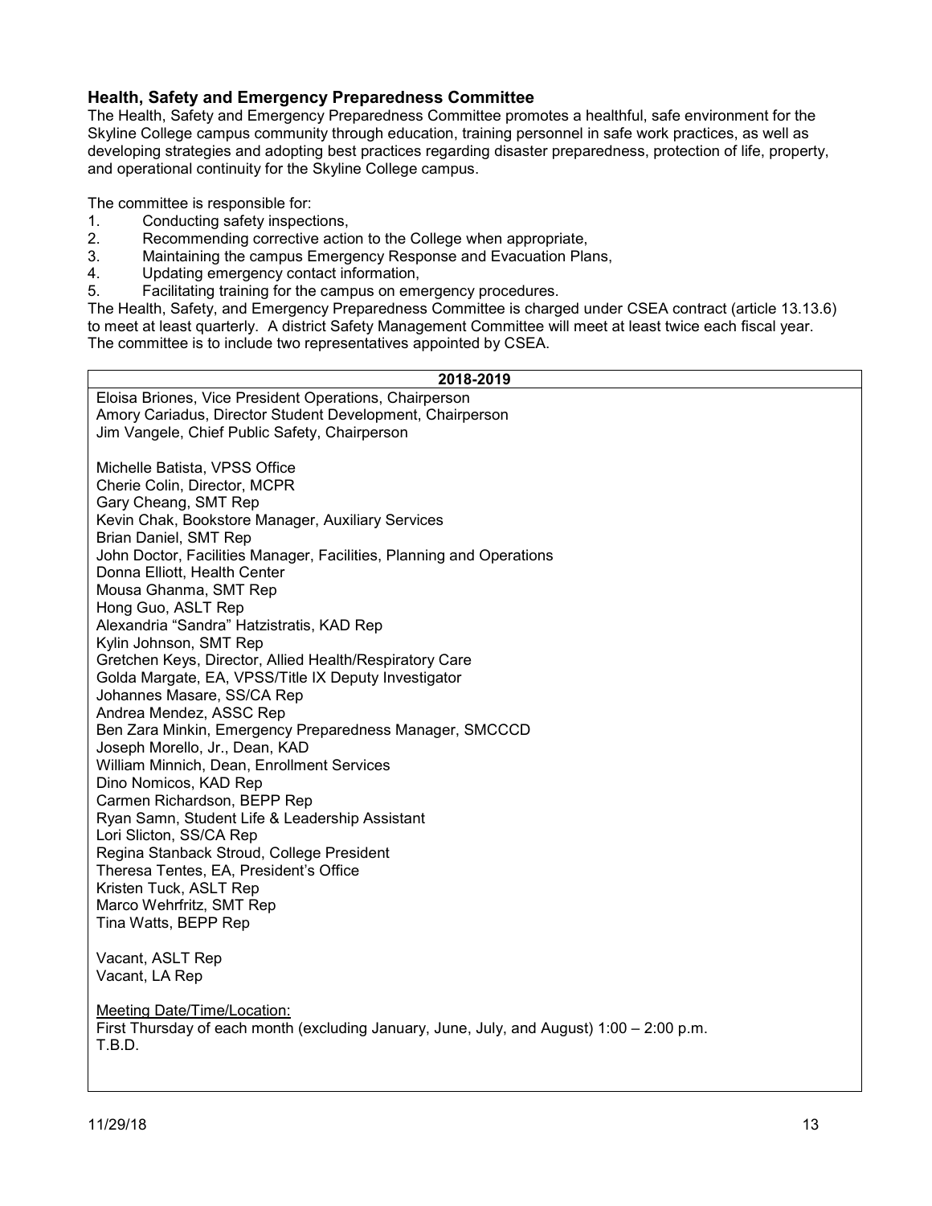### Health, Safety and Emergency Preparedness Committee

The Health, Safety and Emergency Preparedness Committee promotes a healthful, safe environment for the Skyline College campus community through education, training personnel in safe work practices, as well as developing strategies and adopting best practices regarding disaster preparedness, protection of life, property, and operational continuity for the Skyline College campus.

The committee is responsible for:

1. Conducting safety inspections,
2. Recommending corrective action to the College when appropriate,
3. Maintaining the campus Emergency Response and Evacuation Plans,
4. Updating emergency contact information,
5. Facilitating training for the campus on emergency procedures.

The Health, Safety, and Emergency Preparedness Committee is charged under CSEA contract (article 13.13.6) to meet at least quarterly. A district Safety Management Committee will meet at least twice each fiscal year. The committee is to include two representatives appointed by CSEA.

| 2018-2019 |
|---|
| Eloisa Briones, Vice President Operations, Chairperson<br>Amory Cariadus, Director Student Development, Chairperson<br>Jim Vangele, Chief Public Safety, Chairperson<br><br>Michelle Batista, VPSS Office<br>Cherie Colin, Director, MCPR<br>Gary Cheang, SMT Rep<br>Kevin Chak, Bookstore Manager, Auxiliary Services<br>Brian Daniel, SMT Rep<br>John Doctor, Facilities Manager, Facilities, Planning and Operations<br>Donna Elliott, Health Center<br>Mousa Ghanma, SMT Rep<br>Hong Guo, ASLT Rep<br>Alexandria "Sandra" Hatzistratis, KAD Rep<br>Kylin Johnson, SMT Rep<br>Gretchen Keys, Director, Allied Health/Respiratory Care<br>Golda Margate, EA, VPSS/Title IX Deputy Investigator<br>Johannes Masare, SS/CA Rep<br>Andrea Mendez, ASSC Rep<br>Ben Zara Minkin, Emergency Preparedness Manager, SMCCCD<br>Joseph Morello, Jr., Dean, KAD<br>William Minnich, Dean, Enrollment Services<br>Dino Nomicos, KAD Rep<br>Carmen Richardson, BEPP Rep<br>Ryan Samn, Student Life & Leadership Assistant<br>Lori Slicton, SS/CA Rep<br>Regina Stanback Stroud, College President<br>Theresa Tentes, EA, President's Office<br>Kristen Tuck, ASLT Rep<br>Marco Wehrfritz, SMT Rep<br>Tina Watts, BEPP Rep<br><br>Vacant, ASLT Rep<br>Vacant, LA Rep<br><br>Meeting Date/Time/Location:<br>First Thursday of each month (excluding January, June, July, and August) 1:00 – 2:00 p.m.<br>T.B.D. |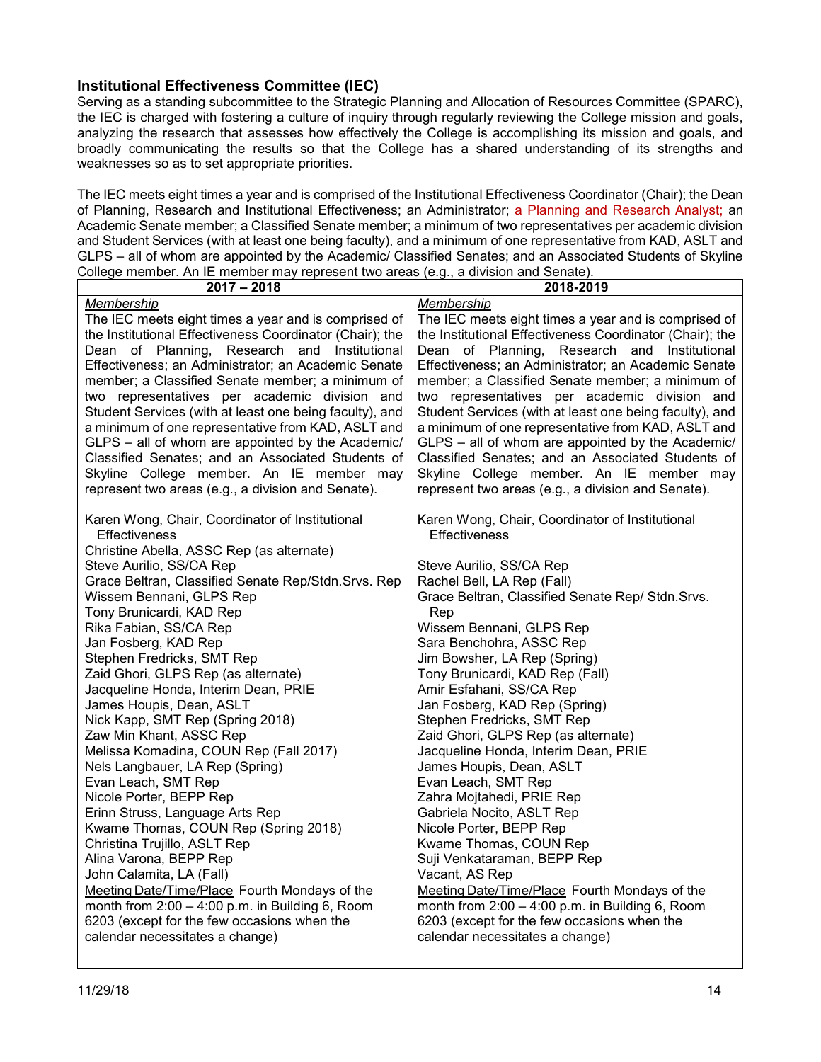### Institutional Effectiveness Committee (IEC)

Serving as a standing subcommittee to the Strategic Planning and Allocation of Resources Committee (SPARC), the IEC is charged with fostering a culture of inquiry through regularly reviewing the College mission and goals, analyzing the research that assesses how effectively the College is accomplishing its mission and goals, and broadly communicating the results so that the College has a shared understanding of its strengths and weaknesses so as to set appropriate priorities.

The IEC meets eight times a year and is comprised of the Institutional Effectiveness Coordinator (Chair); the Dean of Planning, Research and Institutional Effectiveness; an Administrator; a Planning and Research Analyst; an Academic Senate member; a Classified Senate member; a minimum of two representatives per academic division and Student Services (with at least one being faculty), and a minimum of one representative from KAD, ASLT and GLPS – all of whom are appointed by the Academic/ Classified Senates; and an Associated Students of Skyline College member. An IE member may represent two areas (e.g., a division and Senate).

| 2017 – 2018 | 2018-2019 |
|---|---|
| *Membership*<br>The IEC meets eight times a year and is comprised of the Institutional Effectiveness Coordinator (Chair); the Dean of Planning, Research and Institutional Effectiveness; an Administrator; an Academic Senate member; a Classified Senate member; a minimum of two representatives per academic division and Student Services (with at least one being faculty), and a minimum of one representative from KAD, ASLT and GLPS – all of whom are appointed by the Academic/ Classified Senates; and an Associated Students of Skyline College member. An IE member may represent two areas (e.g., a division and Senate). | *Membership*<br>The IEC meets eight times a year and is comprised of the Institutional Effectiveness Coordinator (Chair); the Dean of Planning, Research and Institutional Effectiveness; an Administrator; an Academic Senate member; a Classified Senate member; a minimum of two representatives per academic division and Student Services (with at least one being faculty), and a minimum of one representative from KAD, ASLT and GLPS – all of whom are appointed by the Academic/ Classified Senates; and an Associated Students of Skyline College member. An IE member may represent two areas (e.g., a division and Senate). |
| Karen Wong, Chair, Coordinator of Institutional Effectiveness<br>Christine Abella, ASSC Rep (as alternate)<br>Steve Aurilio, SS/CA Rep<br>Grace Beltran, Classified Senate Rep/Stdn.Srvs. Rep<br>Wissem Bennani, GLPS Rep<br>Tony Brunicardi, KAD Rep<br>Rika Fabian, SS/CA Rep<br>Jan Fosberg, KAD Rep<br>Stephen Fredricks, SMT Rep<br>Zaid Ghori, GLPS Rep (as alternate)<br>Jacqueline Honda, Interim Dean, PRIE<br>James Houpis, Dean, ASLT<br>Nick Kapp, SMT Rep (Spring 2018)<br>Zaw Min Khant, ASSC Rep<br>Melissa Komadina, COUN Rep (Fall 2017)<br>Nels Langbauer, LA Rep (Spring)<br>Evan Leach, SMT Rep<br>Nicole Porter, BEPP Rep<br>Erinn Struss, Language Arts Rep<br>Kwame Thomas, COUN Rep (Spring 2018)<br>Christina Trujillo, ASLT Rep<br>Alina Varona, BEPP Rep<br>John Calamita, LA (Fall) | Karen Wong, Chair, Coordinator of Institutional Effectiveness<br><br>Steve Aurilio, SS/CA Rep<br>Rachel Bell, LA Rep (Fall)<br>Grace Beltran, Classified Senate Rep/ Stdn.Srvs. Rep<br>Wissem Bennani, GLPS Rep<br>Sara Benchohra, ASSC Rep<br>Jim Bowsher, LA Rep (Spring)<br>Tony Brunicardi, KAD Rep (Fall)<br>Amir Esfahani, SS/CA Rep<br>Jan Fosberg, KAD Rep (Spring)<br>Stephen Fredricks, SMT Rep<br>Zaid Ghori, GLPS Rep (as alternate)<br>Jacqueline Honda, Interim Dean, PRIE<br>James Houpis, Dean, ASLT<br>Evan Leach, SMT Rep<br>Zahra Mojtahedi, PRIE Rep<br>Gabriela Nocito, ASLT Rep<br>Nicole Porter, BEPP Rep<br>Kwame Thomas, COUN Rep<br>Suji Venkataraman, BEPP Rep<br>Vacant, AS Rep |
| <u>Meeting Date/Time/Place</u> Fourth Mondays of the month from 2:00 – 4:00 p.m. in Building 6, Room 6203 (except for the few occasions when the calendar necessitates a change) | <u>Meeting Date/Time/Place</u> Fourth Mondays of the month from 2:00 – 4:00 p.m. in Building 6, Room 6203 (except for the few occasions when the calendar necessitates a change) |

11/29/18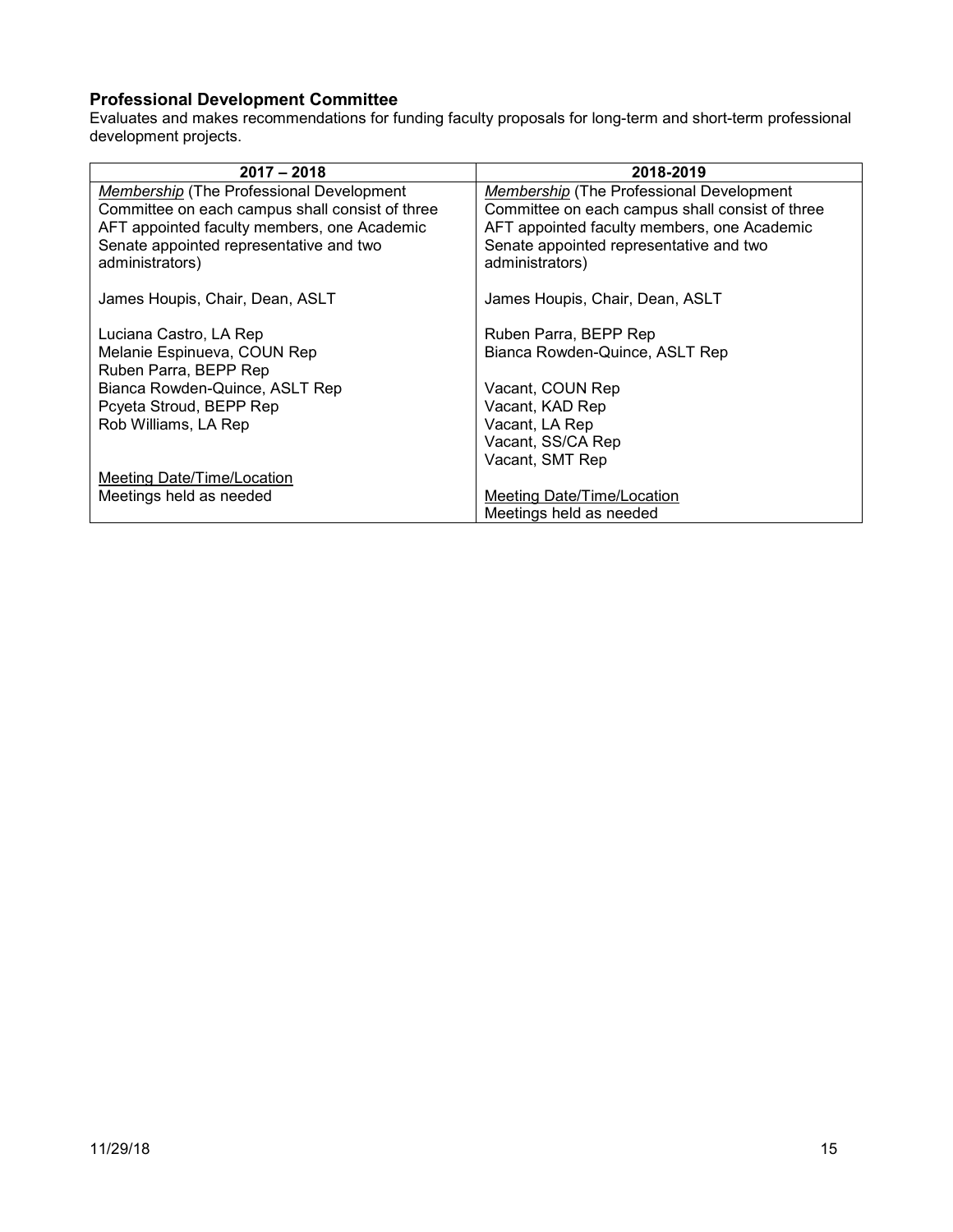**Professional Development Committee**

Evaluates and makes recommendations for funding faculty proposals for long-term and short-term professional development projects.

| 2017 – 2018 | 2018-2019 |
|---|---|
| *Membership* (The Professional Development Committee on each campus shall consist of three AFT appointed faculty members, one Academic Senate appointed representative and two administrators)<br><br>James Houpis, Chair, Dean, ASLT<br><br>Luciana Castro, LA Rep<br>Melanie Espinueva, COUN Rep<br>Ruben Parra, BEPP Rep<br>Bianca Rowden-Quince, ASLT Rep<br>Pcyeta Stroud, BEPP Rep<br>Rob Williams, LA Rep<br><br>Meeting Date/Time/Location<br>Meetings held as needed | *Membership* (The Professional Development Committee on each campus shall consist of three AFT appointed faculty members, one Academic Senate appointed representative and two administrators)<br><br>James Houpis, Chair, Dean, ASLT<br><br>Ruben Parra, BEPP Rep<br>Bianca Rowden-Quince, ASLT Rep<br><br>Vacant, COUN Rep<br>Vacant, KAD Rep<br>Vacant, LA Rep<br>Vacant, SS/CA Rep<br>Vacant, SMT Rep<br><br>Meeting Date/Time/Location<br>Meetings held as needed |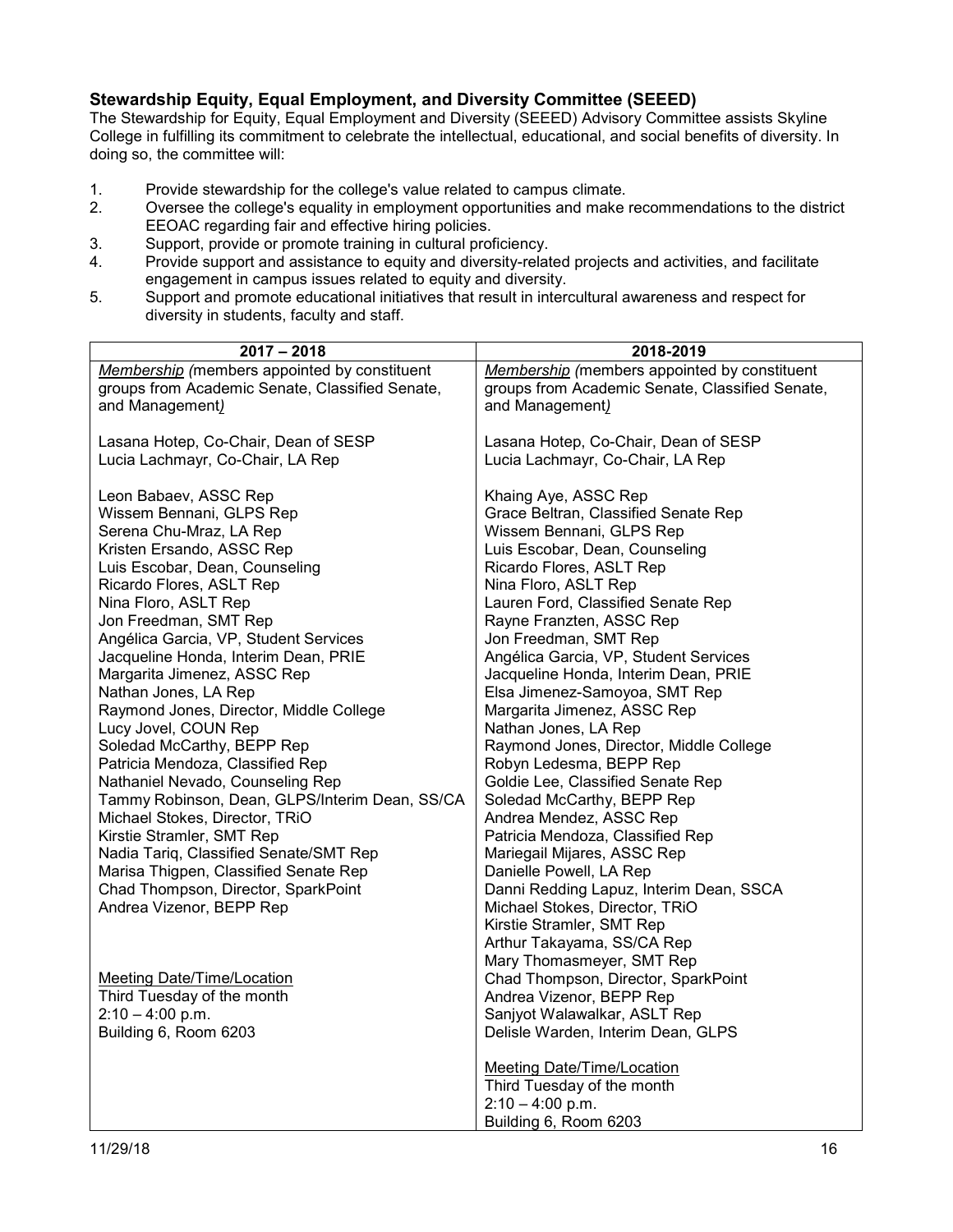### Stewardship Equity, Equal Employment, and Diversity Committee (SEEED)

The Stewardship for Equity, Equal Employment and Diversity (SEEED) Advisory Committee assists Skyline College in fulfilling its commitment to celebrate the intellectual, educational, and social benefits of diversity. In doing so, the committee will:

1. Provide stewardship for the college's value related to campus climate.
2. Oversee the college's equality in employment opportunities and make recommendations to the district EEOAC regarding fair and effective hiring policies.
3. Support, provide or promote training in cultural proficiency.
4. Provide support and assistance to equity and diversity-related projects and activities, and facilitate engagement in campus issues related to equity and diversity.
5. Support and promote educational initiatives that result in intercultural awareness and respect for diversity in students, faculty and staff.

| 2017 – 2018 | 2018-2019 |
|---|---|
| *Membership (members appointed by constituent groups from Academic Senate, Classified Senate, and Management)* | *Membership (members appointed by constituent groups from Academic Senate, Classified Senate, and Management)* |
| Lasana Hotep, Co-Chair, Dean of SESP<br>Lucia Lachmayr, Co-Chair, LA Rep | Lasana Hotep, Co-Chair, Dean of SESP<br>Lucia Lachmayr, Co-Chair, LA Rep |
| Leon Babaev, ASSC Rep<br>Wissem Bennani, GLPS Rep<br>Serena Chu-Mraz, LA Rep<br>Kristen Ersando, ASSC Rep<br>Luis Escobar, Dean, Counseling<br>Ricardo Flores, ASLT Rep<br>Nina Floro, ASLT Rep<br>Jon Freedman, SMT Rep<br>Angélica Garcia, VP, Student Services<br>Jacqueline Honda, Interim Dean, PRIE<br>Margarita Jimenez, ASSC Rep<br>Nathan Jones, LA Rep<br>Raymond Jones, Director, Middle College<br>Lucy Jovel, COUN Rep<br>Soledad McCarthy, BEPP Rep<br>Patricia Mendoza, Classified Rep<br>Nathaniel Nevado, Counseling Rep<br>Tammy Robinson, Dean, GLPS/Interim Dean, SS/CA<br>Michael Stokes, Director, TRiO<br>Kirstie Stramler, SMT Rep<br>Nadia Tariq, Classified Senate/SMT Rep<br>Marisa Thigpen, Classified Senate Rep<br>Chad Thompson, Director, SparkPoint<br>Andrea Vizenor, BEPP Rep | Khaing Aye, ASSC Rep<br>Grace Beltran, Classified Senate Rep<br>Wissem Bennani, GLPS Rep<br>Luis Escobar, Dean, Counseling<br>Ricardo Flores, ASLT Rep<br>Nina Floro, ASLT Rep<br>Lauren Ford, Classified Senate Rep<br>Rayne Franzten, ASSC Rep<br>Jon Freedman, SMT Rep<br>Angélica Garcia, VP, Student Services<br>Jacqueline Honda, Interim Dean, PRIE<br>Elsa Jimenez-Samoyoa, SMT Rep<br>Margarita Jimenez, ASSC Rep<br>Nathan Jones, LA Rep<br>Raymond Jones, Director, Middle College<br>Robyn Ledesma, BEPP Rep<br>Goldie Lee, Classified Senate Rep<br>Soledad McCarthy, BEPP Rep<br>Andrea Mendez, ASSC Rep<br>Patricia Mendoza, Classified Rep<br>Mariegail Mijares, ASSC Rep<br>Danielle Powell, LA Rep<br>Danni Redding Lapuz, Interim Dean, SSCA<br>Michael Stokes, Director, TRiO<br>Kirstie Stramler, SMT Rep<br>Arthur Takayama, SS/CA Rep<br>Mary Thomasmeyer, SMT Rep<br>Chad Thompson, Director, SparkPoint<br>Andrea Vizenor, BEPP Rep<br>Sanjyot Walawalkar, ASLT Rep<br>Delisle Warden, Interim Dean, GLPS |
| Meeting Date/Time/Location<br>Third Tuesday of the month<br>2:10 – 4:00 p.m.<br>Building 6, Room 6203 | Meeting Date/Time/Location<br>Third Tuesday of the month<br>2:10 – 4:00 p.m.<br>Building 6, Room 6203 |

11/29/18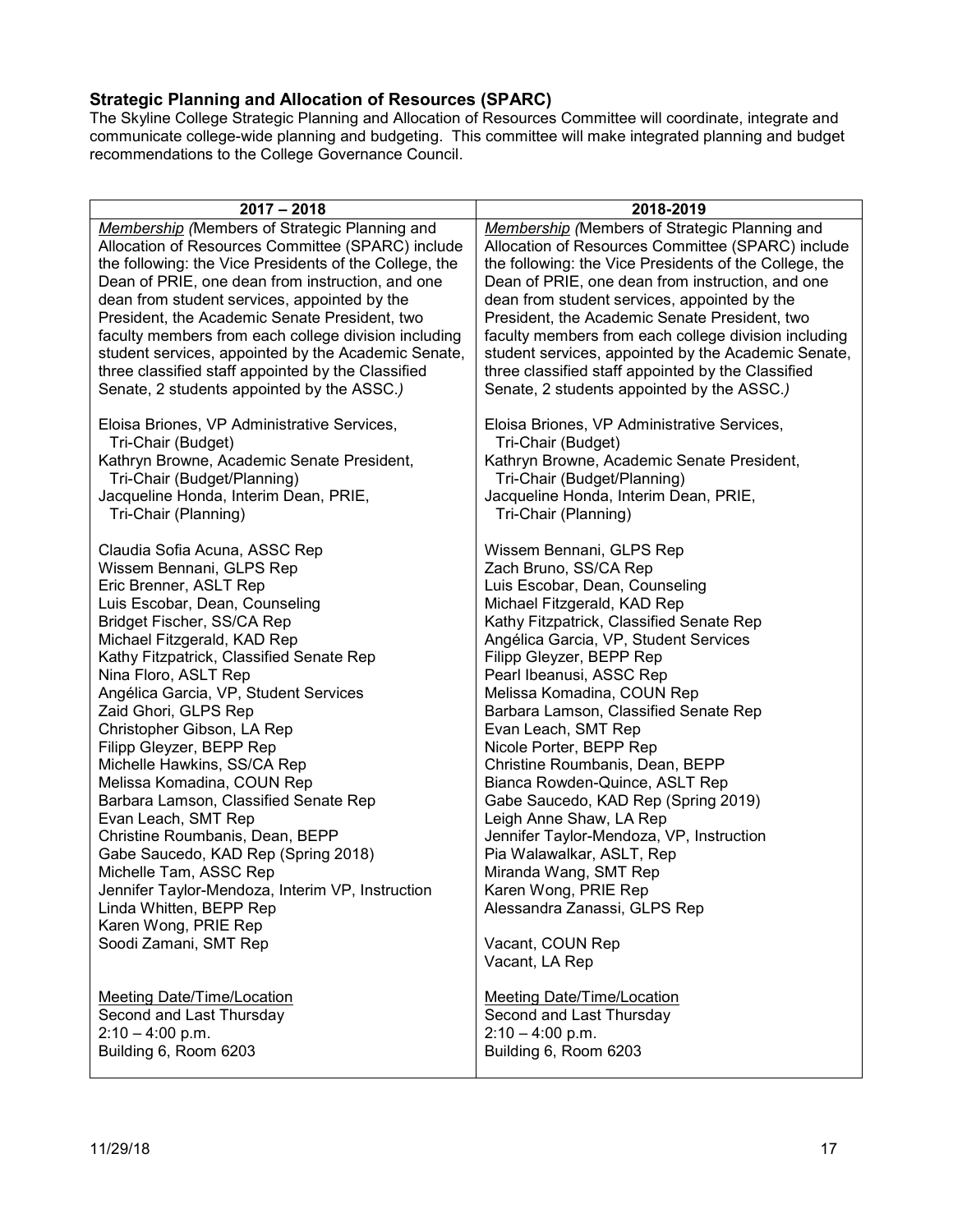### **Strategic Planning and Allocation of Resources (SPARC)**

The Skyline College Strategic Planning and Allocation of Resources Committee will coordinate, integrate and communicate college-wide planning and budgeting. This committee will make integrated planning and budget recommendations to the College Governance Council.

| 2017 – 2018 | 2018-2019 |
| --- | --- |
| *Membership (*Members of Strategic Planning and Allocation of Resources Committee (SPARC) include the following: the Vice Presidents of the College, the Dean of PRIE, one dean from instruction, and one dean from student services, appointed by the President, the Academic Senate President, two faculty members from each college division including student services, appointed by the Academic Senate, three classified staff appointed by the Classified Senate, 2 students appointed by the ASSC.*)* | *Membership (*Members of Strategic Planning and Allocation of Resources Committee (SPARC) include the following: the Vice Presidents of the College, the Dean of PRIE, one dean from instruction, and one dean from student services, appointed by the President, the Academic Senate President, two faculty members from each college division including student services, appointed by the Academic Senate, three classified staff appointed by the Classified Senate, 2 students appointed by the ASSC.*)* |
| Eloisa Briones, VP Administrative Services, Tri-Chair (Budget)<br>Kathryn Browne, Academic Senate President, Tri-Chair (Budget/Planning)<br>Jacqueline Honda, Interim Dean, PRIE, Tri-Chair (Planning) | Eloisa Briones, VP Administrative Services, Tri-Chair (Budget)<br>Kathryn Browne, Academic Senate President, Tri-Chair (Budget/Planning)<br>Jacqueline Honda, Interim Dean, PRIE, Tri-Chair (Planning) |
| Claudia Sofia Acuna, ASSC Rep<br>Wissem Bennani, GLPS Rep<br>Eric Brenner, ASLT Rep<br>Luis Escobar, Dean, Counseling<br>Bridget Fischer, SS/CA Rep<br>Michael Fitzgerald, KAD Rep<br>Kathy Fitzpatrick, Classified Senate Rep<br>Nina Floro, ASLT Rep<br>Angélica Garcia, VP, Student Services<br>Zaid Ghori, GLPS Rep<br>Christopher Gibson, LA Rep<br>Filipp Gleyzer, BEPP Rep<br>Michelle Hawkins, SS/CA Rep<br>Melissa Komadina, COUN Rep<br>Barbara Lamson, Classified Senate Rep<br>Evan Leach, SMT Rep<br>Christine Roumbanis, Dean, BEPP<br>Gabe Saucedo, KAD Rep (Spring 2018)<br>Michelle Tam, ASSC Rep<br>Jennifer Taylor-Mendoza, Interim VP, Instruction<br>Linda Whitten, BEPP Rep<br>Karen Wong, PRIE Rep<br>Soodi Zamani, SMT Rep | Wissem Bennani, GLPS Rep<br>Zach Bruno, SS/CA Rep<br>Luis Escobar, Dean, Counseling<br>Michael Fitzgerald, KAD Rep<br>Kathy Fitzpatrick, Classified Senate Rep<br>Angélica Garcia, VP, Student Services<br>Filipp Gleyzer, BEPP Rep<br>Pearl Ibeanusi, ASSC Rep<br>Melissa Komadina, COUN Rep<br>Barbara Lamson, Classified Senate Rep<br>Evan Leach, SMT Rep<br>Nicole Porter, BEPP Rep<br>Christine Roumbanis, Dean, BEPP<br>Bianca Rowden-Quince, ASLT Rep<br>Gabe Saucedo, KAD Rep (Spring 2019)<br>Leigh Anne Shaw, LA Rep<br>Jennifer Taylor-Mendoza, VP, Instruction<br>Pia Walawalkar, ASLT, Rep<br>Miranda Wang, SMT Rep<br>Karen Wong, PRIE Rep<br>Alessandra Zanassi, GLPS Rep<br><br>Vacant, COUN Rep<br>Vacant, LA Rep |
| Meeting Date/Time/Location<br>Second and Last Thursday<br>2:10 – 4:00 p.m.<br>Building 6, Room 6203 | Meeting Date/Time/Location<br>Second and Last Thursday<br>2:10 – 4:00 p.m.<br>Building 6, Room 6203 |

11/29/18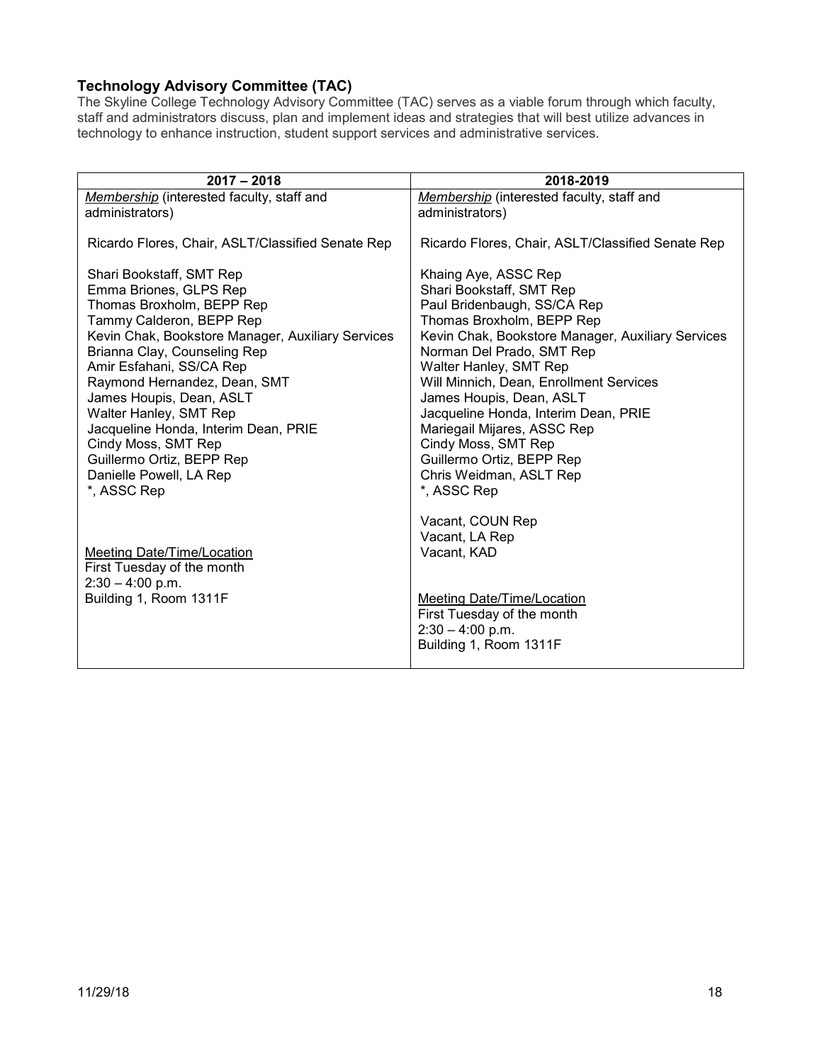### **Technology Advisory Committee (TAC)**

The Skyline College Technology Advisory Committee (TAC) serves as a viable forum through which faculty, staff and administrators discuss, plan and implement ideas and strategies that will best utilize advances in technology to enhance instruction, student support services and administrative services.

| 2017 – 2018 | 2018-2019 |
|---|---|
| *Membership* (interested faculty, staff and administrators)<br><br>Ricardo Flores, Chair, ASLT/Classified Senate Rep<br><br>Shari Bookstaff, SMT Rep<br>Emma Briones, GLPS Rep<br>Thomas Broxholm, BEPP Rep<br>Tammy Calderon, BEPP Rep<br>Kevin Chak, Bookstore Manager, Auxiliary Services<br>Brianna Clay, Counseling Rep<br>Amir Esfahani, SS/CA Rep<br>Raymond Hernandez, Dean, SMT<br>James Houpis, Dean, ASLT<br>Walter Hanley, SMT Rep<br>Jacqueline Honda, Interim Dean, PRIE<br>Cindy Moss, SMT Rep<br>Guillermo Ortiz, BEPP Rep<br>Danielle Powell, LA Rep<br>*, ASSC Rep<br><br><u>Meeting Date/Time/Location</u><br>First Tuesday of the month<br>2:30 – 4:00 p.m.<br>Building 1, Room 1311F | *Membership* (interested faculty, staff and administrators)<br><br>Ricardo Flores, Chair, ASLT/Classified Senate Rep<br><br>Khaing Aye, ASSC Rep<br>Shari Bookstaff, SMT Rep<br>Paul Bridenbaugh, SS/CA Rep<br>Thomas Broxholm, BEPP Rep<br>Kevin Chak, Bookstore Manager, Auxiliary Services<br>Norman Del Prado, SMT Rep<br>Walter Hanley, SMT Rep<br>Will Minnich, Dean, Enrollment Services<br>James Houpis, Dean, ASLT<br>Jacqueline Honda, Interim Dean, PRIE<br>Mariegail Mijares, ASSC Rep<br>Cindy Moss, SMT Rep<br>Guillermo Ortiz, BEPP Rep<br>Chris Weidman, ASLT Rep<br>*, ASSC Rep<br><br>Vacant, COUN Rep<br>Vacant, LA Rep<br>Vacant, KAD<br><br><u>Meeting Date/Time/Location</u><br>First Tuesday of the month<br>2:30 – 4:00 p.m.<br>Building 1, Room 1311F |

11/29/18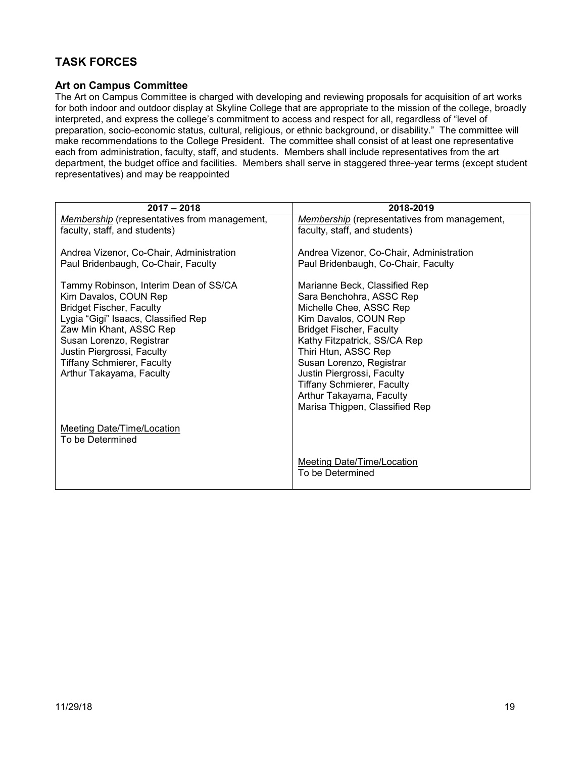## TASK FORCES

### Art on Campus Committee

The Art on Campus Committee is charged with developing and reviewing proposals for acquisition of art works for both indoor and outdoor display at Skyline College that are appropriate to the mission of the college, broadly interpreted, and express the college's commitment to access and respect for all, regardless of "level of preparation, socio-economic status, cultural, religious, or ethnic background, or disability." The committee will make recommendations to the College President. The committee shall consist of at least one representative each from administration, faculty, staff, and students. Members shall include representatives from the art department, the budget office and facilities. Members shall serve in staggered three-year terms (except student representatives) and may be reappointed

| 2017 – 2018 | 2018-2019 |
|---|---|
| *Membership* (representatives from management, faculty, staff, and students) | *Membership* (representatives from management, faculty, staff, and students) |
| Andrea Vizenor, Co-Chair, Administration<br>Paul Bridenbaugh, Co-Chair, Faculty | Andrea Vizenor, Co-Chair, Administration<br>Paul Bridenbaugh, Co-Chair, Faculty |
| Tammy Robinson, Interim Dean of SS/CA<br>Kim Davalos, COUN Rep<br>Bridget Fischer, Faculty<br>Lygia "Gigi" Isaacs, Classified Rep<br>Zaw Min Khant, ASSC Rep<br>Susan Lorenzo, Registrar<br>Justin Piergrossi, Faculty<br>Tiffany Schmierer, Faculty<br>Arthur Takayama, Faculty | Marianne Beck, Classified Rep<br>Sara Benchohra, ASSC Rep<br>Michelle Chee, ASSC Rep<br>Kim Davalos, COUN Rep<br>Bridget Fischer, Faculty<br>Kathy Fitzpatrick, SS/CA Rep<br>Thiri Htun, ASSC Rep<br>Susan Lorenzo, Registrar<br>Justin Piergrossi, Faculty<br>Tiffany Schmierer, Faculty<br>Arthur Takayama, Faculty<br>Marisa Thigpen, Classified Rep |
| Meeting Date/Time/Location<br>To be Determined | Meeting Date/Time/Location<br>To be Determined |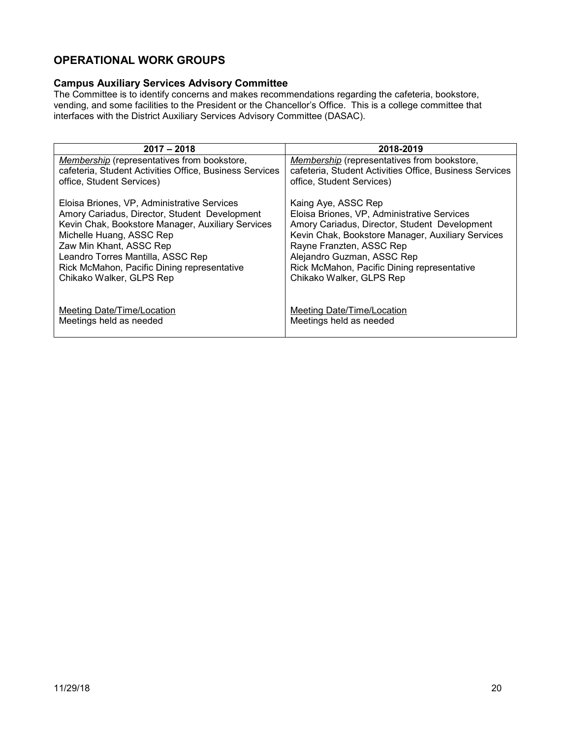## OPERATIONAL WORK GROUPS

### Campus Auxiliary Services Advisory Committee

The Committee is to identify concerns and makes recommendations regarding the cafeteria, bookstore, vending, and some facilities to the President or the Chancellor's Office. This is a college committee that interfaces with the District Auxiliary Services Advisory Committee (DASAC).

| 2017 – 2018 | 2018-2019 |
| --- | --- |
| *Membership* (representatives from bookstore, cafeteria, Student Activities Office, Business Services office, Student Services)<br><br>Eloisa Briones, VP, Administrative Services<br>Amory Cariadus, Director, Student Development<br>Kevin Chak, Bookstore Manager, Auxiliary Services<br>Michelle Huang, ASSC Rep<br>Zaw Min Khant, ASSC Rep<br>Leandro Torres Mantilla, ASSC Rep<br>Rick McMahon, Pacific Dining representative<br>Chikako Walker, GLPS Rep<br><br>Meeting Date/Time/Location<br>Meetings held as needed | *Membership* (representatives from bookstore, cafeteria, Student Activities Office, Business Services office, Student Services)<br><br>Kaing Aye, ASSC Rep<br>Eloisa Briones, VP, Administrative Services<br>Amory Cariadus, Director, Student Development<br>Kevin Chak, Bookstore Manager, Auxiliary Services<br>Rayne Franzten, ASSC Rep<br>Alejandro Guzman, ASSC Rep<br>Rick McMahon, Pacific Dining representative<br>Chikako Walker, GLPS Rep<br><br>Meeting Date/Time/Location<br>Meetings held as needed |

11/29/18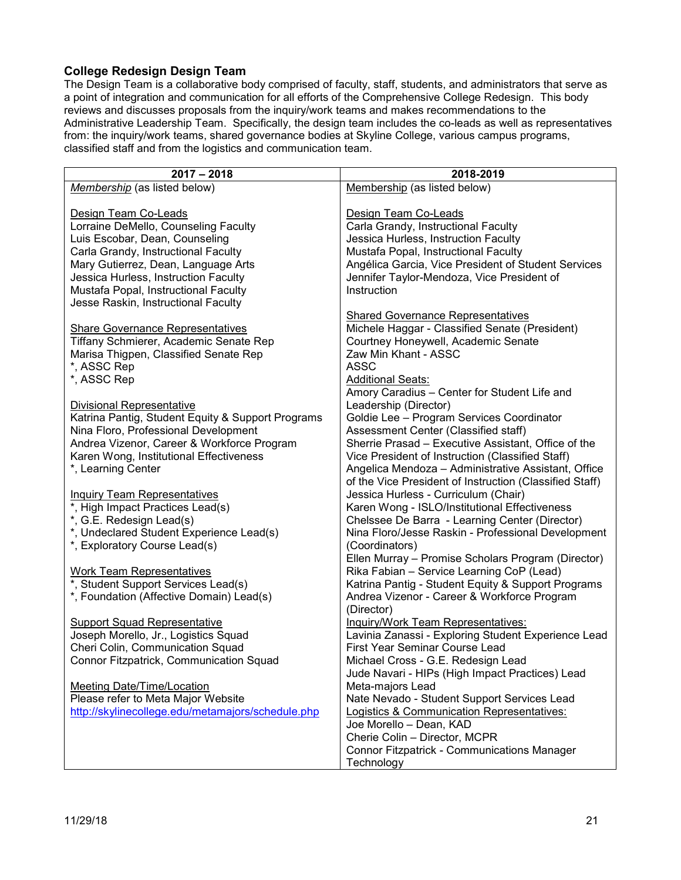### College Redesign Design Team

The Design Team is a collaborative body comprised of faculty, staff, students, and administrators that serve as a point of integration and communication for all efforts of the Comprehensive College Redesign. This body reviews and discusses proposals from the inquiry/work teams and makes recommendations to the Administrative Leadership Team. Specifically, the design team includes the co-leads as well as representatives from: the inquiry/work teams, shared governance bodies at Skyline College, various campus programs, classified staff and from the logistics and communication team.

| 2017 – 2018 | 2018-2019 |
|---|---|
| *Membership* (as listed below)<br><br>Design Team Co-Leads<br>Lorraine DeMello, Counseling Faculty<br>Luis Escobar, Dean, Counseling<br>Carla Grandy, Instructional Faculty<br>Mary Gutierrez, Dean, Language Arts<br>Jessica Hurless, Instruction Faculty<br>Mustafa Popal, Instructional Faculty<br>Jesse Raskin, Instructional Faculty<br><br>Share Governance Representatives<br>Tiffany Schmierer, Academic Senate Rep<br>Marisa Thigpen, Classified Senate Rep<br>*, ASSC Rep<br>*, ASSC Rep<br><br>Divisional Representative<br>Katrina Pantig, Student Equity & Support Programs<br>Nina Floro, Professional Development<br>Andrea Vizenor, Career & Workforce Program<br>Karen Wong, Institutional Effectiveness<br>*, Learning Center<br><br>Inquiry Team Representatives<br>*, High Impact Practices Lead(s)<br>*, G.E. Redesign Lead(s)<br>*, Undeclared Student Experience Lead(s)<br>*, Exploratory Course Lead(s)<br><br>Work Team Representatives<br>*, Student Support Services Lead(s)<br>*, Foundation (Affective Domain) Lead(s)<br><br>Support Squad Representative<br>Joseph Morello, Jr., Logistics Squad<br>Cheri Colin, Communication Squad<br>Connor Fitzpatrick, Communication Squad<br><br>Meeting Date/Time/Location<br>Please refer to Meta Major Website<br>http://skylinecollege.edu/metamajors/schedule.php | Membership (as listed below)<br><br>Design Team Co-Leads<br>Carla Grandy, Instructional Faculty<br>Jessica Hurless, Instruction Faculty<br>Mustafa Popal, Instructional Faculty<br>Angélica Garcia, Vice President of Student Services<br>Jennifer Taylor-Mendoza, Vice President of Instruction<br><br>Shared Governance Representatives<br>Michele Haggar - Classified Senate (President)<br>Courtney Honeywell, Academic Senate<br>Zaw Min Khant - ASSC<br>ASSC<br>Additional Seats:<br>Amory Caradius – Center for Student Life and Leadership (Director)<br>Goldie Lee – Program Services Coordinator Assessment Center (Classified staff)<br>Sherrie Prasad – Executive Assistant, Office of the Vice President of Instruction (Classified Staff)<br>Angelica Mendoza – Administrative Assistant, Office of the Vice President of Instruction (Classified Staff)<br>Jessica Hurless - Curriculum (Chair)<br>Karen Wong - ISLO/Institutional Effectiveness<br>Chelssee De Barra - Learning Center (Director)<br>Nina Floro/Jesse Raskin - Professional Development (Coordinators)<br>Ellen Murray – Promise Scholars Program (Director)<br>Rika Fabian – Service Learning CoP (Lead)<br>Katrina Pantig - Student Equity & Support Programs<br>Andrea Vizenor - Career & Workforce Program (Director)<br>Inquiry/Work Team Representatives:<br>Lavinia Zanassi - Exploring Student Experience Lead<br>First Year Seminar Course Lead<br>Michael Cross - G.E. Redesign Lead<br>Jude Navari - HIPs (High Impact Practices) Lead<br>Meta-majors Lead<br>Nate Nevado - Student Support Services Lead<br>Logistics & Communication Representatives:<br>Joe Morello – Dean, KAD<br>Cherie Colin – Director, MCPR<br>Connor Fitzpatrick - Communications Manager Technology |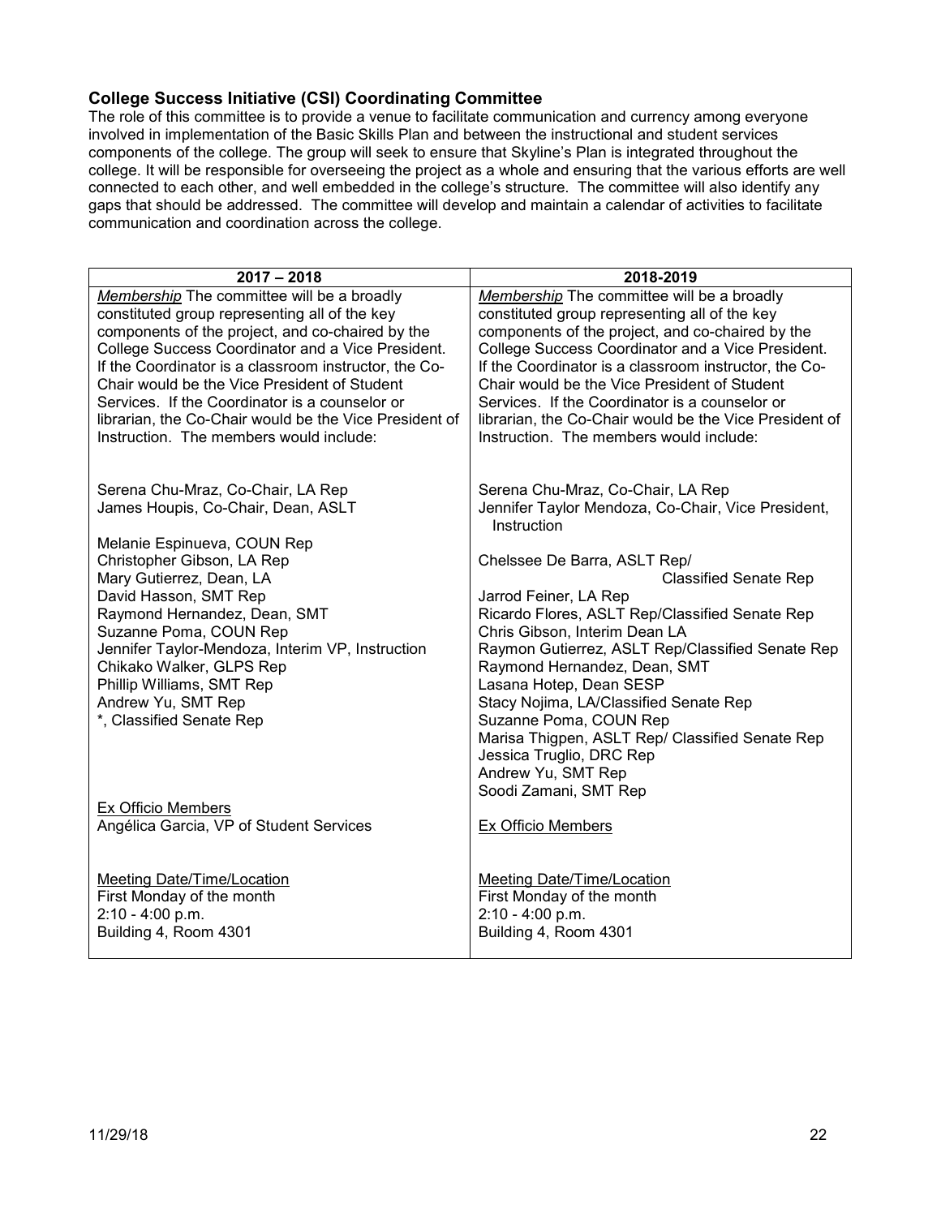### **College Success Initiative (CSI) Coordinating Committee**

The role of this committee is to provide a venue to facilitate communication and currency among everyone involved in implementation of the Basic Skills Plan and between the instructional and student services components of the college. The group will seek to ensure that Skyline's Plan is integrated throughout the college. It will be responsible for overseeing the project as a whole and ensuring that the various efforts are well connected to each other, and well embedded in the college's structure. The committee will also identify any gaps that should be addressed. The committee will develop and maintain a calendar of activities to facilitate communication and coordination across the college.

| 2017 – 2018 | 2018-2019 |
|---|---|
| *Membership* The committee will be a broadly constituted group representing all of the key components of the project, and co-chaired by the College Success Coordinator and a Vice President. If the Coordinator is a classroom instructor, the Co-Chair would be the Vice President of Student Services. If the Coordinator is a counselor or librarian, the Co-Chair would be the Vice President of Instruction. The members would include:<br><br>Serena Chu-Mraz, Co-Chair, LA Rep<br>James Houpis, Co-Chair, Dean, ASLT<br><br>Melanie Espinueva, COUN Rep<br>Christopher Gibson, LA Rep<br>Mary Gutierrez, Dean, LA<br>David Hasson, SMT Rep<br>Raymond Hernandez, Dean, SMT<br>Suzanne Poma, COUN Rep<br>Jennifer Taylor-Mendoza, Interim VP, Instruction<br>Chikako Walker, GLPS Rep<br>Phillip Williams, SMT Rep<br>Andrew Yu, SMT Rep<br>*, Classified Senate Rep<br><br>Ex Officio Members<br>Angélica Garcia, VP of Student Services<br><br>Meeting Date/Time/Location<br>First Monday of the month<br>2:10 - 4:00 p.m.<br>Building 4, Room 4301 | *Membership* The committee will be a broadly constituted group representing all of the key components of the project, and co-chaired by the College Success Coordinator and a Vice President. If the Coordinator is a classroom instructor, the Co-Chair would be the Vice President of Student Services. If the Coordinator is a counselor or librarian, the Co-Chair would be the Vice President of Instruction. The members would include:<br><br>Serena Chu-Mraz, Co-Chair, LA Rep<br>Jennifer Taylor Mendoza, Co-Chair, Vice President, Instruction<br><br>Chelssee De Barra, ASLT Rep/ Classified Senate Rep<br>Jarrod Feiner, LA Rep<br>Ricardo Flores, ASLT Rep/Classified Senate Rep<br>Chris Gibson, Interim Dean LA<br>Raymon Gutierrez, ASLT Rep/Classified Senate Rep<br>Raymond Hernandez, Dean, SMT<br>Lasana Hotep, Dean SESP<br>Stacy Nojima, LA/Classified Senate Rep<br>Suzanne Poma, COUN Rep<br>Marisa Thigpen, ASLT Rep/ Classified Senate Rep<br>Jessica Truglio, DRC Rep<br>Andrew Yu, SMT Rep<br>Soodi Zamani, SMT Rep<br><br>Ex Officio Members<br><br>Meeting Date/Time/Location<br>First Monday of the month<br>2:10 - 4:00 p.m.<br>Building 4, Room 4301 |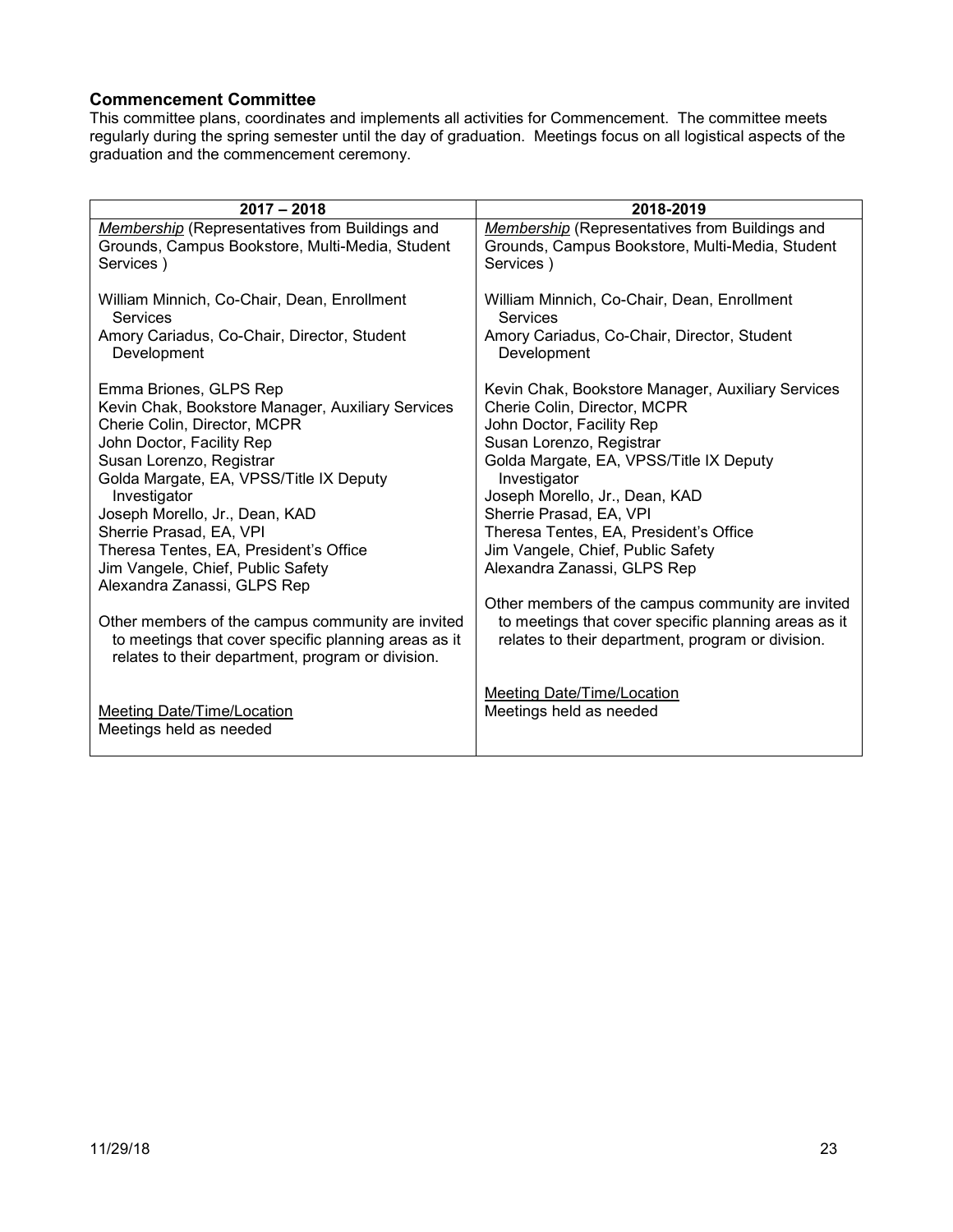### Commencement Committee

This committee plans, coordinates and implements all activities for Commencement. The committee meets regularly during the spring semester until the day of graduation. Meetings focus on all logistical aspects of the graduation and the commencement ceremony.

| 2017 – 2018 | 2018-2019 |
|---|---|
| *Membership* (Representatives from Buildings and Grounds, Campus Bookstore, Multi-Media, Student Services )<br><br>William Minnich, Co-Chair, Dean, Enrollment Services<br>Amory Cariadus, Co-Chair, Director, Student Development<br><br>Emma Briones, GLPS Rep<br>Kevin Chak, Bookstore Manager, Auxiliary Services<br>Cherie Colin, Director, MCPR<br>John Doctor, Facility Rep<br>Susan Lorenzo, Registrar<br>Golda Margate, EA, VPSS/Title IX Deputy Investigator<br>Joseph Morello, Jr., Dean, KAD<br>Sherrie Prasad, EA, VPI<br>Theresa Tentes, EA, President's Office<br>Jim Vangele, Chief, Public Safety<br>Alexandra Zanassi, GLPS Rep<br><br>Other members of the campus community are invited to meetings that cover specific planning areas as it relates to their department, program or division.<br><br>Meeting Date/Time/Location<br>Meetings held as needed | *Membership* (Representatives from Buildings and Grounds, Campus Bookstore, Multi-Media, Student Services )<br><br>William Minnich, Co-Chair, Dean, Enrollment Services<br>Amory Cariadus, Co-Chair, Director, Student Development<br><br>Kevin Chak, Bookstore Manager, Auxiliary Services<br>Cherie Colin, Director, MCPR<br>John Doctor, Facility Rep<br>Susan Lorenzo, Registrar<br>Golda Margate, EA, VPSS/Title IX Deputy Investigator<br>Joseph Morello, Jr., Dean, KAD<br>Sherrie Prasad, EA, VPI<br>Theresa Tentes, EA, President's Office<br>Jim Vangele, Chief, Public Safety<br>Alexandra Zanassi, GLPS Rep<br><br>Other members of the campus community are invited to meetings that cover specific planning areas as it relates to their department, program or division.<br><br>Meeting Date/Time/Location<br>Meetings held as needed |

11/29/18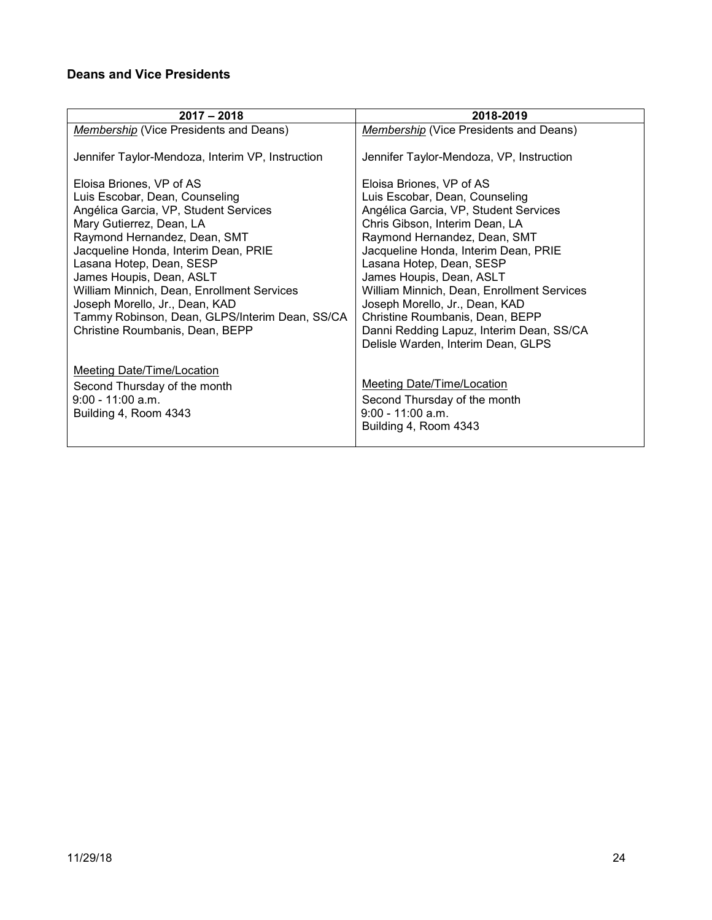### Deans and Vice Presidents

| 2017 – 2018 | 2018-2019 |
|---|---|
| *Membership* (Vice Presidents and Deans)<br><br>Jennifer Taylor-Mendoza, Interim VP, Instruction<br><br>Eloisa Briones, VP of AS<br>Luis Escobar, Dean, Counseling<br>Angélica Garcia, VP, Student Services<br>Mary Gutierrez, Dean, LA<br>Raymond Hernandez, Dean, SMT<br>Jacqueline Honda, Interim Dean, PRIE<br>Lasana Hotep, Dean, SESP<br>James Houpis, Dean, ASLT<br>William Minnich, Dean, Enrollment Services<br>Joseph Morello, Jr., Dean, KAD<br>Tammy Robinson, Dean, GLPS/Interim Dean, SS/CA<br>Christine Roumbanis, Dean, BEPP<br><br>Meeting Date/Time/Location<br>Second Thursday of the month<br>9:00 - 11:00 a.m.<br>Building 4, Room 4343 | *Membership* (Vice Presidents and Deans)<br><br>Jennifer Taylor-Mendoza, VP, Instruction<br><br>Eloisa Briones, VP of AS<br>Luis Escobar, Dean, Counseling<br>Angélica Garcia, VP, Student Services<br>Chris Gibson, Interim Dean, LA<br>Raymond Hernandez, Dean, SMT<br>Jacqueline Honda, Interim Dean, PRIE<br>Lasana Hotep, Dean, SESP<br>James Houpis, Dean, ASLT<br>William Minnich, Dean, Enrollment Services<br>Joseph Morello, Jr., Dean, KAD<br>Christine Roumbanis, Dean, BEPP<br>Danni Redding Lapuz, Interim Dean, SS/CA<br>Delisle Warden, Interim Dean, GLPS<br><br>Meeting Date/Time/Location<br>Second Thursday of the month<br>9:00 - 11:00 a.m.<br>Building 4, Room 4343 |

11/29/18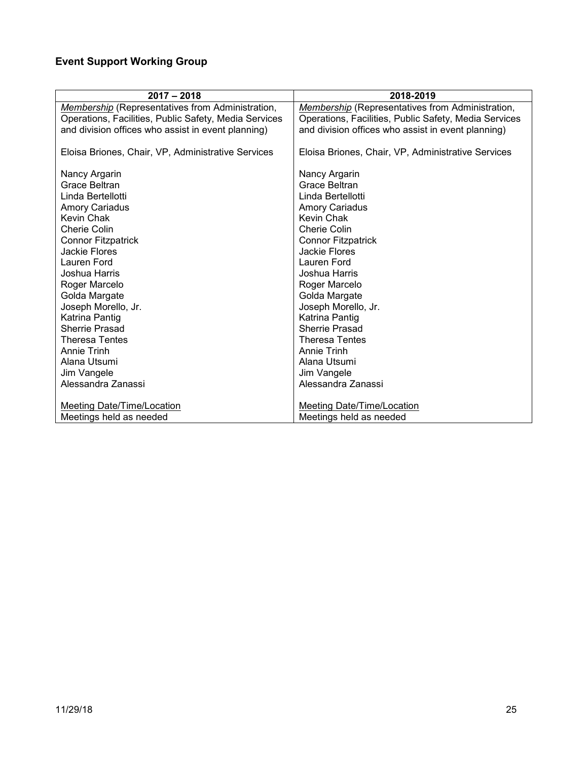### Event Support Working Group

| 2017 – 2018 | 2018-2019 |
|---|---|
| *Membership* (Representatives from Administration, Operations, Facilities, Public Safety, Media Services and division offices who assist in event planning) | *Membership* (Representatives from Administration, Operations, Facilities, Public Safety, Media Services and division offices who assist in event planning) |
| Eloisa Briones, Chair, VP, Administrative Services | Eloisa Briones, Chair, VP, Administrative Services |
| Nancy Argarin<br>Grace Beltran<br>Linda Bertellotti<br>Amory Cariadus<br>Kevin Chak<br>Cherie Colin<br>Connor Fitzpatrick<br>Jackie Flores<br>Lauren Ford<br>Joshua Harris<br>Roger Marcelo<br>Golda Margate<br>Joseph Morello, Jr.<br>Katrina Pantig<br>Sherrie Prasad<br>Theresa Tentes<br>Annie Trinh<br>Alana Utsumi<br>Jim Vangele<br>Alessandra Zanassi | Nancy Argarin<br>Grace Beltran<br>Linda Bertellotti<br>Amory Cariadus<br>Kevin Chak<br>Cherie Colin<br>Connor Fitzpatrick<br>Jackie Flores<br>Lauren Ford<br>Joshua Harris<br>Roger Marcelo<br>Golda Margate<br>Joseph Morello, Jr.<br>Katrina Pantig<br>Sherrie Prasad<br>Theresa Tentes<br>Annie Trinh<br>Alana Utsumi<br>Jim Vangele<br>Alessandra Zanassi |
| Meeting Date/Time/Location<br>Meetings held as needed | Meeting Date/Time/Location<br>Meetings held as needed |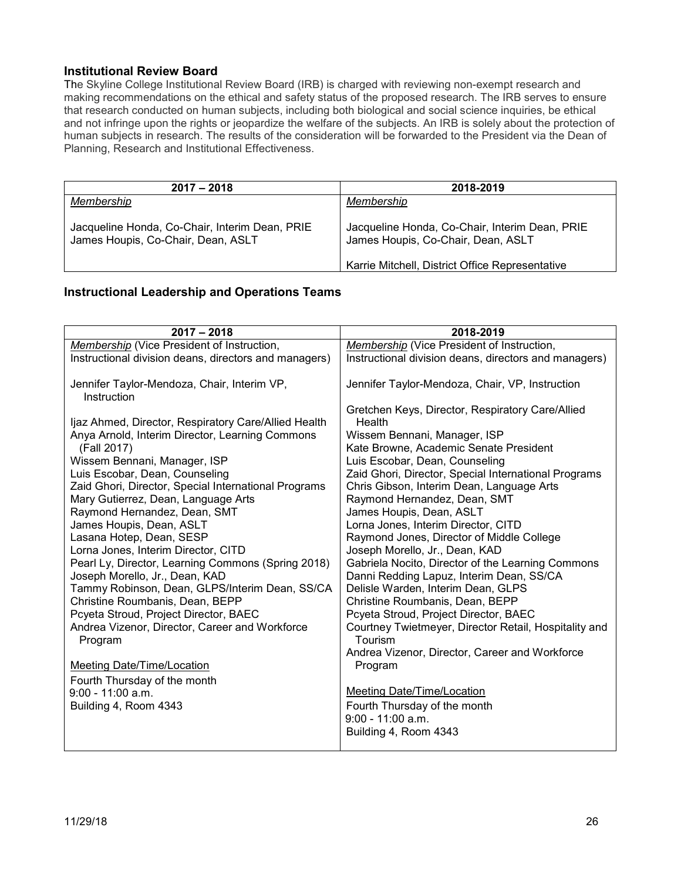### Institutional Review Board

The Skyline College Institutional Review Board (IRB) is charged with reviewing non-exempt research and making recommendations on the ethical and safety status of the proposed research. The IRB serves to ensure that research conducted on human subjects, including both biological and social science inquiries, be ethical and not infringe upon the rights or jeopardize the welfare of the subjects. An IRB is solely about the protection of human subjects in research. The results of the consideration will be forwarded to the President via the Dean of Planning, Research and Institutional Effectiveness.

| 2017 – 2018 | 2018-2019 |
|---|---|
| *Membership*<br><br>Jacqueline Honda, Co-Chair, Interim Dean, PRIE<br>James Houpis, Co-Chair, Dean, ASLT | *Membership*<br><br>Jacqueline Honda, Co-Chair, Interim Dean, PRIE<br>James Houpis, Co-Chair, Dean, ASLT<br><br>Karrie Mitchell, District Office Representative |

### Instructional Leadership and Operations Teams

| 2017 – 2018 | 2018-2019 |
|---|---|
| *Membership* (Vice President of Instruction, Instructional division deans, directors and managers)<br><br>Jennifer Taylor-Mendoza, Chair, Interim VP, Instruction<br><br>Ijaz Ahmed, Director, Respiratory Care/Allied Health<br>Anya Arnold, Interim Director, Learning Commons (Fall 2017)<br>Wissem Bennani, Manager, ISP<br>Luis Escobar, Dean, Counseling<br>Zaid Ghori, Director, Special International Programs<br>Mary Gutierrez, Dean, Language Arts<br>Raymond Hernandez, Dean, SMT<br>James Houpis, Dean, ASLT<br>Lasana Hotep, Dean, SESP<br>Lorna Jones, Interim Director, CITD<br>Pearl Ly, Director, Learning Commons (Spring 2018)<br>Joseph Morello, Jr., Dean, KAD<br>Tammy Robinson, Dean, GLPS/Interim Dean, SS/CA<br>Christine Roumbanis, Dean, BEPP<br>Pcyeta Stroud, Project Director, BAEC<br>Andrea Vizenor, Director, Career and Workforce Program<br><br>Meeting Date/Time/Location<br>Fourth Thursday of the month<br>9:00 - 11:00 a.m.<br>Building 4, Room 4343 | *Membership* (Vice President of Instruction, Instructional division deans, directors and managers)<br><br>Jennifer Taylor-Mendoza, Chair, VP, Instruction<br><br>Gretchen Keys, Director, Respiratory Care/Allied Health<br>Wissem Bennani, Manager, ISP<br>Kate Browne, Academic Senate President<br>Luis Escobar, Dean, Counseling<br>Zaid Ghori, Director, Special International Programs<br>Chris Gibson, Interim Dean, Language Arts<br>Raymond Hernandez, Dean, SMT<br>James Houpis, Dean, ASLT<br>Lorna Jones, Interim Director, CITD<br>Raymond Jones, Director of Middle College<br>Joseph Morello, Jr., Dean, KAD<br>Gabriela Nocito, Director of the Learning Commons<br>Danni Redding Lapuz, Interim Dean, SS/CA<br>Delisle Warden, Interim Dean, GLPS<br>Christine Roumbanis, Dean, BEPP<br>Pcyeta Stroud, Project Director, BAEC<br>Courtney Twietmeyer, Director Retail, Hospitality and Tourism<br>Andrea Vizenor, Director, Career and Workforce Program<br><br>Meeting Date/Time/Location<br>Fourth Thursday of the month<br>9:00 - 11:00 a.m.<br>Building 4, Room 4343 |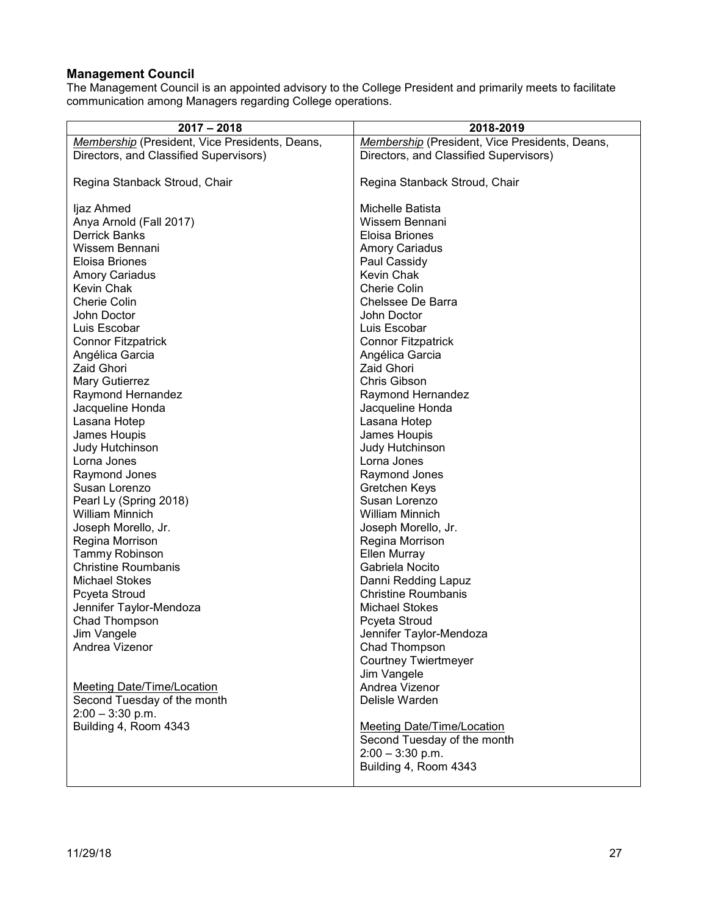## Management Council

The Management Council is an appointed advisory to the College President and primarily meets to facilitate communication among Managers regarding College operations.

| 2017 – 2018 | 2018-2019 |
|---|---|
| *Membership* (President, Vice Presidents, Deans, Directors, and Classified Supervisors)<br><br>Regina Stanback Stroud, Chair<br><br>Ijaz Ahmed<br>Anya Arnold (Fall 2017)<br>Derrick Banks<br>Wissem Bennani<br>Eloisa Briones<br>Amory Cariadus<br>Kevin Chak<br>Cherie Colin<br>John Doctor<br>Luis Escobar<br>Connor Fitzpatrick<br>Angélica Garcia<br>Zaid Ghori<br>Mary Gutierrez<br>Raymond Hernandez<br>Jacqueline Honda<br>Lasana Hotep<br>James Houpis<br>Judy Hutchinson<br>Lorna Jones<br>Raymond Jones<br>Susan Lorenzo<br>Pearl Ly (Spring 2018)<br>William Minnich<br>Joseph Morello, Jr.<br>Regina Morrison<br>Tammy Robinson<br>Christine Roumbanis<br>Michael Stokes<br>Pcyeta Stroud<br>Jennifer Taylor-Mendoza<br>Chad Thompson<br>Jim Vangele<br>Andrea Vizenor<br><br>Meeting Date/Time/Location<br>Second Tuesday of the month<br>2:00 – 3:30 p.m.<br>Building 4, Room 4343 | *Membership* (President, Vice Presidents, Deans, Directors, and Classified Supervisors)<br><br>Regina Stanback Stroud, Chair<br><br>Michelle Batista<br>Wissem Bennani<br>Eloisa Briones<br>Amory Cariadus<br>Paul Cassidy<br>Kevin Chak<br>Cherie Colin<br>Chelssee De Barra<br>John Doctor<br>Luis Escobar<br>Connor Fitzpatrick<br>Angélica Garcia<br>Zaid Ghori<br>Chris Gibson<br>Raymond Hernandez<br>Jacqueline Honda<br>Lasana Hotep<br>James Houpis<br>Judy Hutchinson<br>Lorna Jones<br>Raymond Jones<br>Gretchen Keys<br>Susan Lorenzo<br>William Minnich<br>Joseph Morello, Jr.<br>Regina Morrison<br>Ellen Murray<br>Gabriela Nocito<br>Danni Redding Lapuz<br>Christine Roumbanis<br>Michael Stokes<br>Pcyeta Stroud<br>Jennifer Taylor-Mendoza<br>Chad Thompson<br>Courtney Twiertmeyer<br>Jim Vangele<br>Andrea Vizenor<br>Delisle Warden<br><br>Meeting Date/Time/Location<br>Second Tuesday of the month<br>2:00 – 3:30 p.m.<br>Building 4, Room 4343 |

11/29/18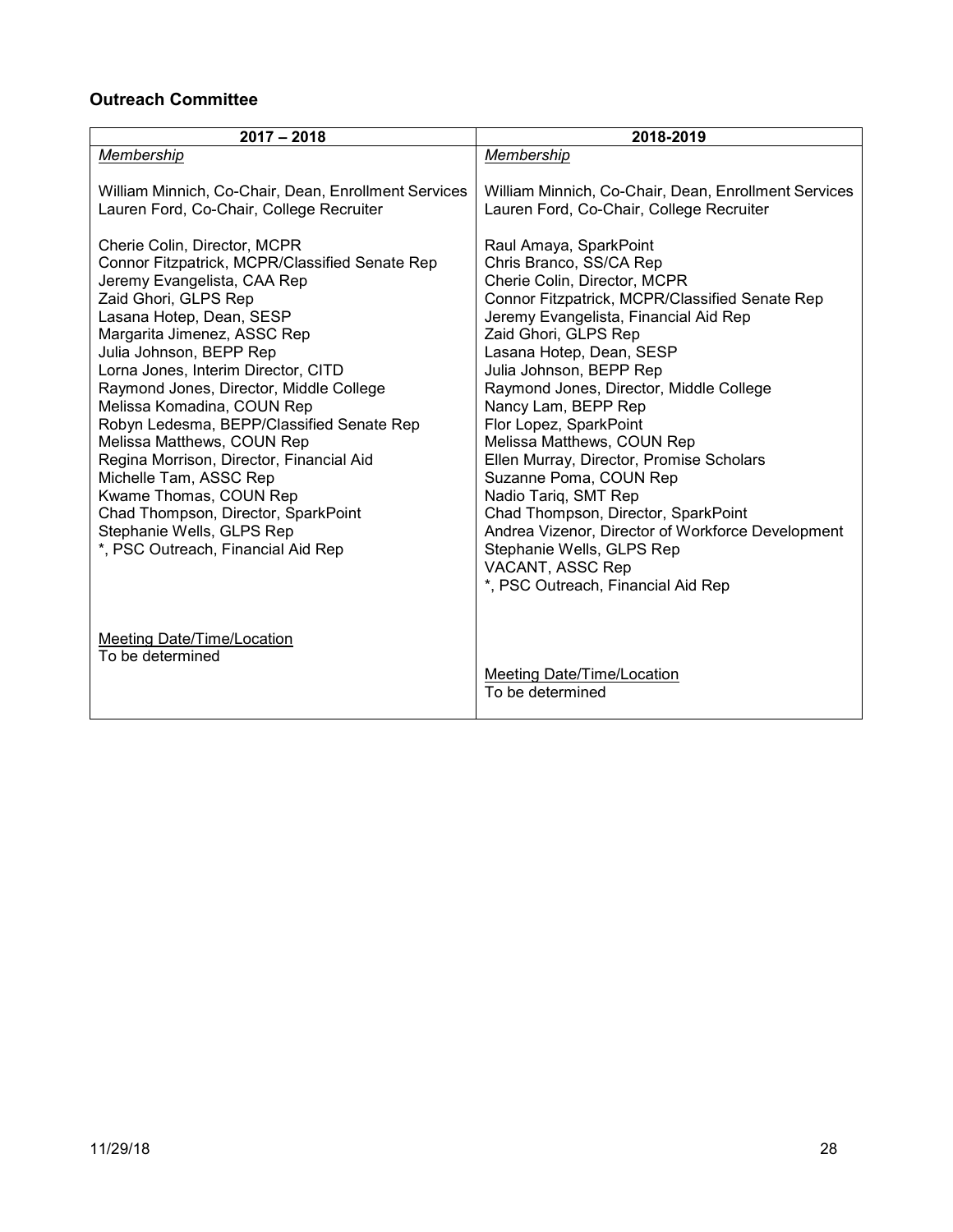### Outreach Committee

| 2017 – 2018 | 2018-2019 |
| --- | --- |
| *Membership*<br><br>William Minnich, Co-Chair, Dean, Enrollment Services<br>Lauren Ford, Co-Chair, College Recruiter<br><br>Cherie Colin, Director, MCPR<br>Connor Fitzpatrick, MCPR/Classified Senate Rep<br>Jeremy Evangelista, CAA Rep<br>Zaid Ghori, GLPS Rep<br>Lasana Hotep, Dean, SESP<br>Margarita Jimenez, ASSC Rep<br>Julia Johnson, BEPP Rep<br>Lorna Jones, Interim Director, CITD<br>Raymond Jones, Director, Middle College<br>Melissa Komadina, COUN Rep<br>Robyn Ledesma, BEPP/Classified Senate Rep<br>Melissa Matthews, COUN Rep<br>Regina Morrison, Director, Financial Aid<br>Michelle Tam, ASSC Rep<br>Kwame Thomas, COUN Rep<br>Chad Thompson, Director, SparkPoint<br>Stephanie Wells, GLPS Rep<br>*, PSC Outreach, Financial Aid Rep<br><br>Meeting Date/Time/Location<br>To be determined | *Membership*<br><br>William Minnich, Co-Chair, Dean, Enrollment Services<br>Lauren Ford, Co-Chair, College Recruiter<br><br>Raul Amaya, SparkPoint<br>Chris Branco, SS/CA Rep<br>Cherie Colin, Director, MCPR<br>Connor Fitzpatrick, MCPR/Classified Senate Rep<br>Jeremy Evangelista, Financial Aid Rep<br>Zaid Ghori, GLPS Rep<br>Lasana Hotep, Dean, SESP<br>Julia Johnson, BEPP Rep<br>Raymond Jones, Director, Middle College<br>Nancy Lam, BEPP Rep<br>Flor Lopez, SparkPoint<br>Melissa Matthews, COUN Rep<br>Ellen Murray, Director, Promise Scholars<br>Suzanne Poma, COUN Rep<br>Nadio Tariq, SMT Rep<br>Chad Thompson, Director, SparkPoint<br>Andrea Vizenor, Director of Workforce Development<br>Stephanie Wells, GLPS Rep<br>VACANT, ASSC Rep<br>*, PSC Outreach, Financial Aid Rep<br><br>Meeting Date/Time/Location<br>To be determined |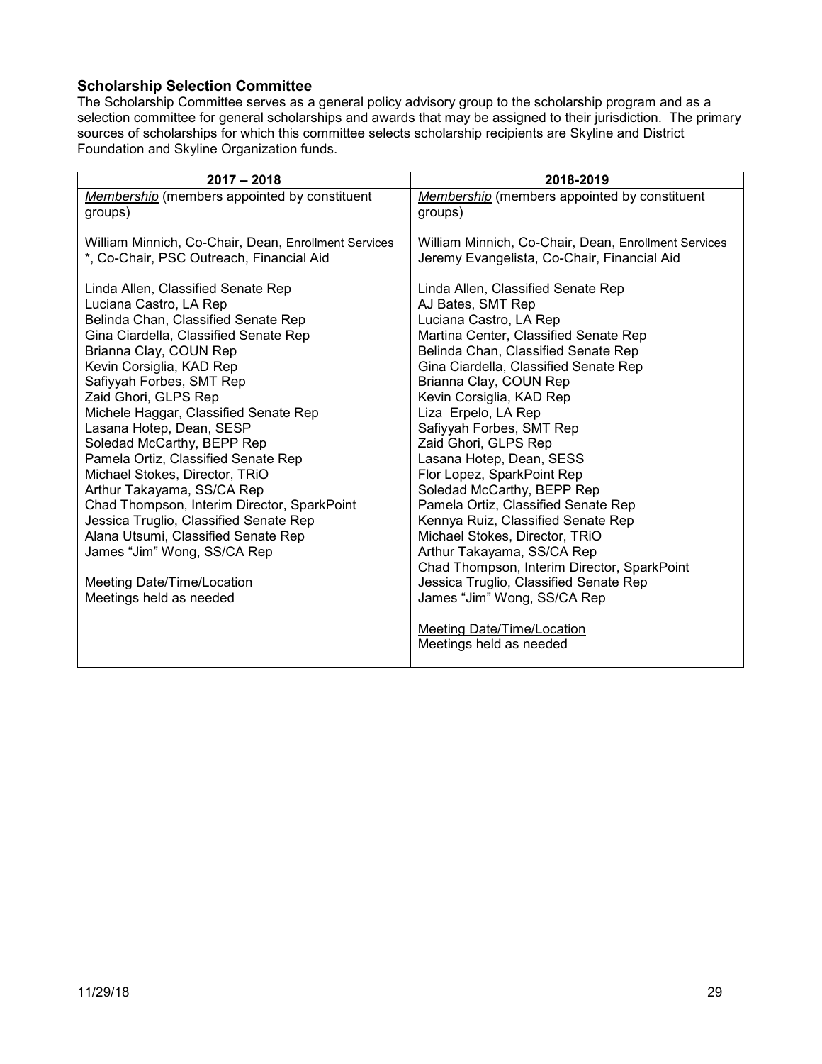**Scholarship Selection Committee**

The Scholarship Committee serves as a general policy advisory group to the scholarship program and as a selection committee for general scholarships and awards that may be assigned to their jurisdiction. The primary sources of scholarships for which this committee selects scholarship recipients are Skyline and District Foundation and Skyline Organization funds.

| 2017 – 2018 | 2018-2019 |
|---|---|
| *Membership* (members appointed by constituent groups)<br><br>William Minnich, Co-Chair, Dean, Enrollment Services<br>*, Co-Chair, PSC Outreach, Financial Aid<br><br>Linda Allen, Classified Senate Rep<br>Luciana Castro, LA Rep<br>Belinda Chan, Classified Senate Rep<br>Gina Ciardella, Classified Senate Rep<br>Brianna Clay, COUN Rep<br>Kevin Corsiglia, KAD Rep<br>Safiyyah Forbes, SMT Rep<br>Zaid Ghori, GLPS Rep<br>Michele Haggar, Classified Senate Rep<br>Lasana Hotep, Dean, SESP<br>Soledad McCarthy, BEPP Rep<br>Pamela Ortiz, Classified Senate Rep<br>Michael Stokes, Director, TRiO<br>Arthur Takayama, SS/CA Rep<br>Chad Thompson, Interim Director, SparkPoint<br>Jessica Truglio, Classified Senate Rep<br>Alana Utsumi, Classified Senate Rep<br>James "Jim" Wong, SS/CA Rep<br><br>Meeting Date/Time/Location<br>Meetings held as needed | *Membership* (members appointed by constituent groups)<br><br>William Minnich, Co-Chair, Dean, Enrollment Services<br>Jeremy Evangelista, Co-Chair, Financial Aid<br><br>Linda Allen, Classified Senate Rep<br>AJ Bates, SMT Rep<br>Luciana Castro, LA Rep<br>Martina Center, Classified Senate Rep<br>Belinda Chan, Classified Senate Rep<br>Gina Ciardella, Classified Senate Rep<br>Brianna Clay, COUN Rep<br>Kevin Corsiglia, KAD Rep<br>Liza Erpelo, LA Rep<br>Safiyyah Forbes, SMT Rep<br>Zaid Ghori, GLPS Rep<br>Lasana Hotep, Dean, SESS<br>Flor Lopez, SparkPoint Rep<br>Soledad McCarthy, BEPP Rep<br>Pamela Ortiz, Classified Senate Rep<br>Kennya Ruiz, Classified Senate Rep<br>Michael Stokes, Director, TRiO<br>Arthur Takayama, SS/CA Rep<br>Chad Thompson, Interim Director, SparkPoint<br>Jessica Truglio, Classified Senate Rep<br>James "Jim" Wong, SS/CA Rep<br><br>Meeting Date/Time/Location<br>Meetings held as needed |

11/29/18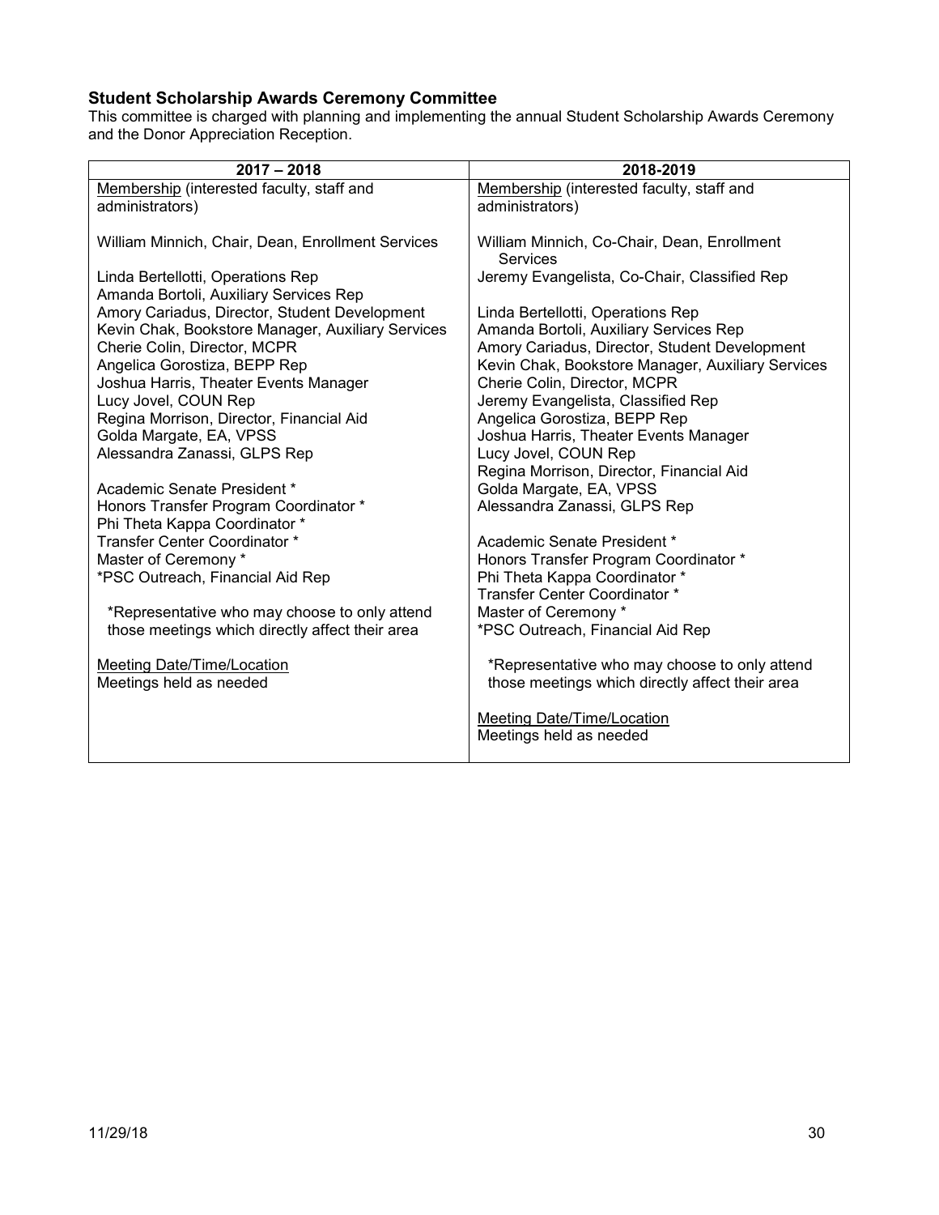### Student Scholarship Awards Ceremony Committee

This committee is charged with planning and implementing the annual Student Scholarship Awards Ceremony and the Donor Appreciation Reception.

| 2017 – 2018 | 2018-2019 |
|---|---|
| <u>Membership</u> (interested faculty, staff and administrators)<br><br>William Minnich, Chair, Dean, Enrollment Services<br><br>Linda Bertellotti, Operations Rep<br>Amanda Bortoli, Auxiliary Services Rep<br>Amory Cariadus, Director, Student Development<br>Kevin Chak, Bookstore Manager, Auxiliary Services<br>Cherie Colin, Director, MCPR<br>Angelica Gorostiza, BEPP Rep<br>Joshua Harris, Theater Events Manager<br>Lucy Jovel, COUN Rep<br>Regina Morrison, Director, Financial Aid<br>Golda Margate, EA, VPSS<br>Alessandra Zanassi, GLPS Rep<br><br>Academic Senate President *<br>Honors Transfer Program Coordinator *<br>Phi Theta Kappa Coordinator *<br>Transfer Center Coordinator *<br>Master of Ceremony *<br>*PSC Outreach, Financial Aid Rep<br><br>*Representative who may choose to only attend those meetings which directly affect their area<br><br><u>Meeting Date/Time/Location</u><br>Meetings held as needed | <u>Membership</u> (interested faculty, staff and administrators)<br><br>William Minnich, Co-Chair, Dean, Enrollment Services<br>Jeremy Evangelista, Co-Chair, Classified Rep<br><br>Linda Bertellotti, Operations Rep<br>Amanda Bortoli, Auxiliary Services Rep<br>Amory Cariadus, Director, Student Development<br>Kevin Chak, Bookstore Manager, Auxiliary Services<br>Cherie Colin, Director, MCPR<br>Jeremy Evangelista, Classified Rep<br>Angelica Gorostiza, BEPP Rep<br>Joshua Harris, Theater Events Manager<br>Lucy Jovel, COUN Rep<br>Regina Morrison, Director, Financial Aid<br>Golda Margate, EA, VPSS<br>Alessandra Zanassi, GLPS Rep<br><br>Academic Senate President *<br>Honors Transfer Program Coordinator *<br>Phi Theta Kappa Coordinator *<br>Transfer Center Coordinator *<br>Master of Ceremony *<br>*PSC Outreach, Financial Aid Rep<br><br>*Representative who may choose to only attend those meetings which directly affect their area<br><br><u>Meeting Date/Time/Location</u><br>Meetings held as needed |

11/29/18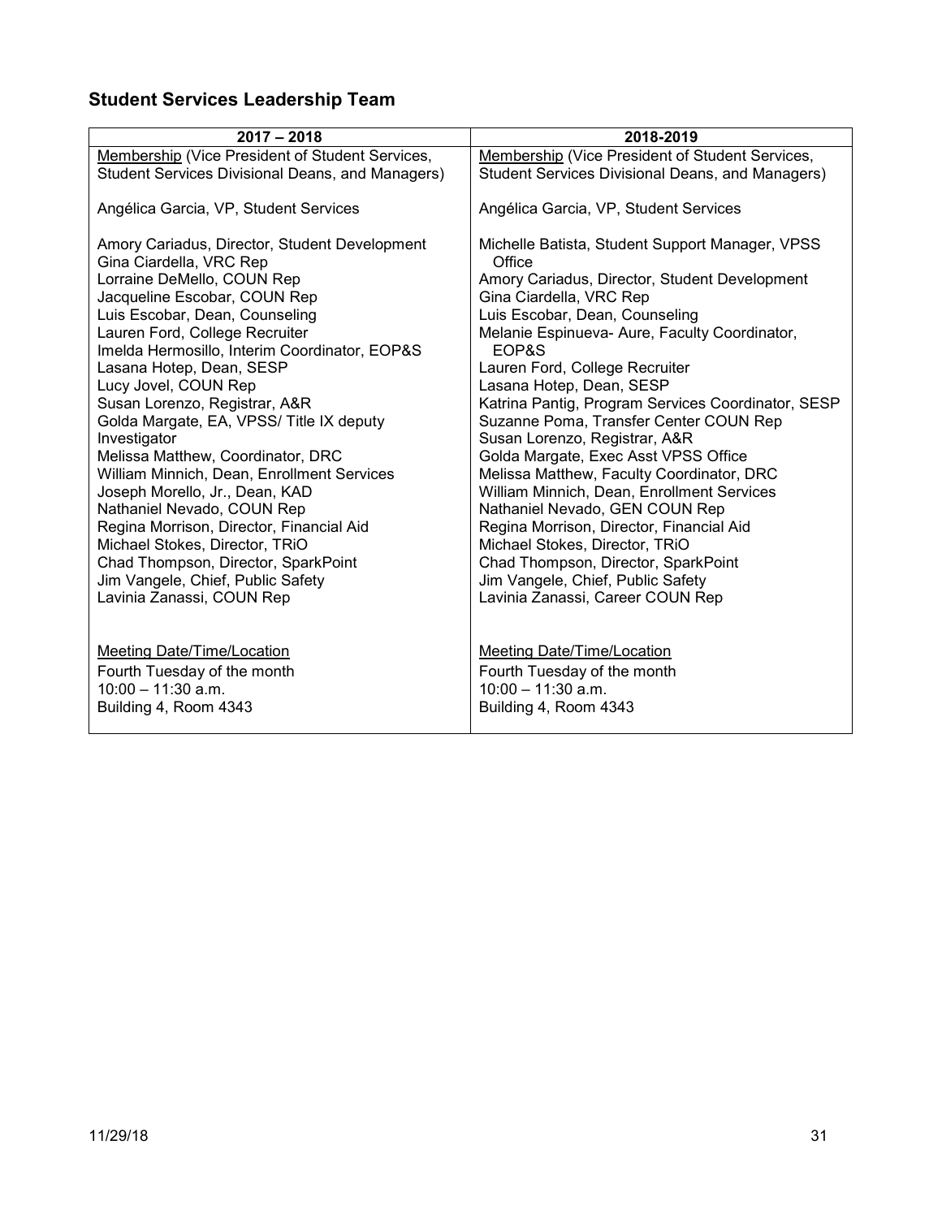## Student Services Leadership Team

| 2017 – 2018 | 2018-2019 |
|---|---|
| <u>Membership</u> (Vice President of Student Services, Student Services Divisional Deans, and Managers)<br><br>Angélica Garcia, VP, Student Services<br><br>Amory Cariadus, Director, Student Development<br>Gina Ciardella, VRC Rep<br>Lorraine DeMello, COUN Rep<br>Jacqueline Escobar, COUN Rep<br>Luis Escobar, Dean, Counseling<br>Lauren Ford, College Recruiter<br>Imelda Hermosillo, Interim Coordinator, EOP&S<br>Lasana Hotep, Dean, SESP<br>Lucy Jovel, COUN Rep<br>Susan Lorenzo, Registrar, A&R<br>Golda Margate, EA, VPSS/ Title IX deputy Investigator<br>Melissa Matthew, Coordinator, DRC<br>William Minnich, Dean, Enrollment Services<br>Joseph Morello, Jr., Dean, KAD<br>Nathaniel Nevado, COUN Rep<br>Regina Morrison, Director, Financial Aid<br>Michael Stokes, Director, TRiO<br>Chad Thompson, Director, SparkPoint<br>Jim Vangele, Chief, Public Safety<br>Lavinia Zanassi, COUN Rep<br><br><u>Meeting Date/Time/Location</u><br>Fourth Tuesday of the month<br>10:00 – 11:30 a.m.<br>Building 4, Room 4343 | <u>Membership</u> (Vice President of Student Services, Student Services Divisional Deans, and Managers)<br><br>Angélica Garcia, VP, Student Services<br><br>Michelle Batista, Student Support Manager, VPSS Office<br>Amory Cariadus, Director, Student Development<br>Gina Ciardella, VRC Rep<br>Luis Escobar, Dean, Counseling<br>Melanie Espinueva- Aure, Faculty Coordinator, EOP&S<br>Lauren Ford, College Recruiter<br>Lasana Hotep, Dean, SESP<br>Katrina Pantig, Program Services Coordinator, SESP<br>Suzanne Poma, Transfer Center COUN Rep<br>Susan Lorenzo, Registrar, A&R<br>Golda Margate, Exec Asst VPSS Office<br>Melissa Matthew, Faculty Coordinator, DRC<br>William Minnich, Dean, Enrollment Services<br>Nathaniel Nevado, GEN COUN Rep<br>Regina Morrison, Director, Financial Aid<br>Michael Stokes, Director, TRiO<br>Chad Thompson, Director, SparkPoint<br>Jim Vangele, Chief, Public Safety<br>Lavinia Zanassi, Career COUN Rep<br><br><u>Meeting Date/Time/Location</u><br>Fourth Tuesday of the month<br>10:00 – 11:30 a.m.<br>Building 4, Room 4343 |

11/29/18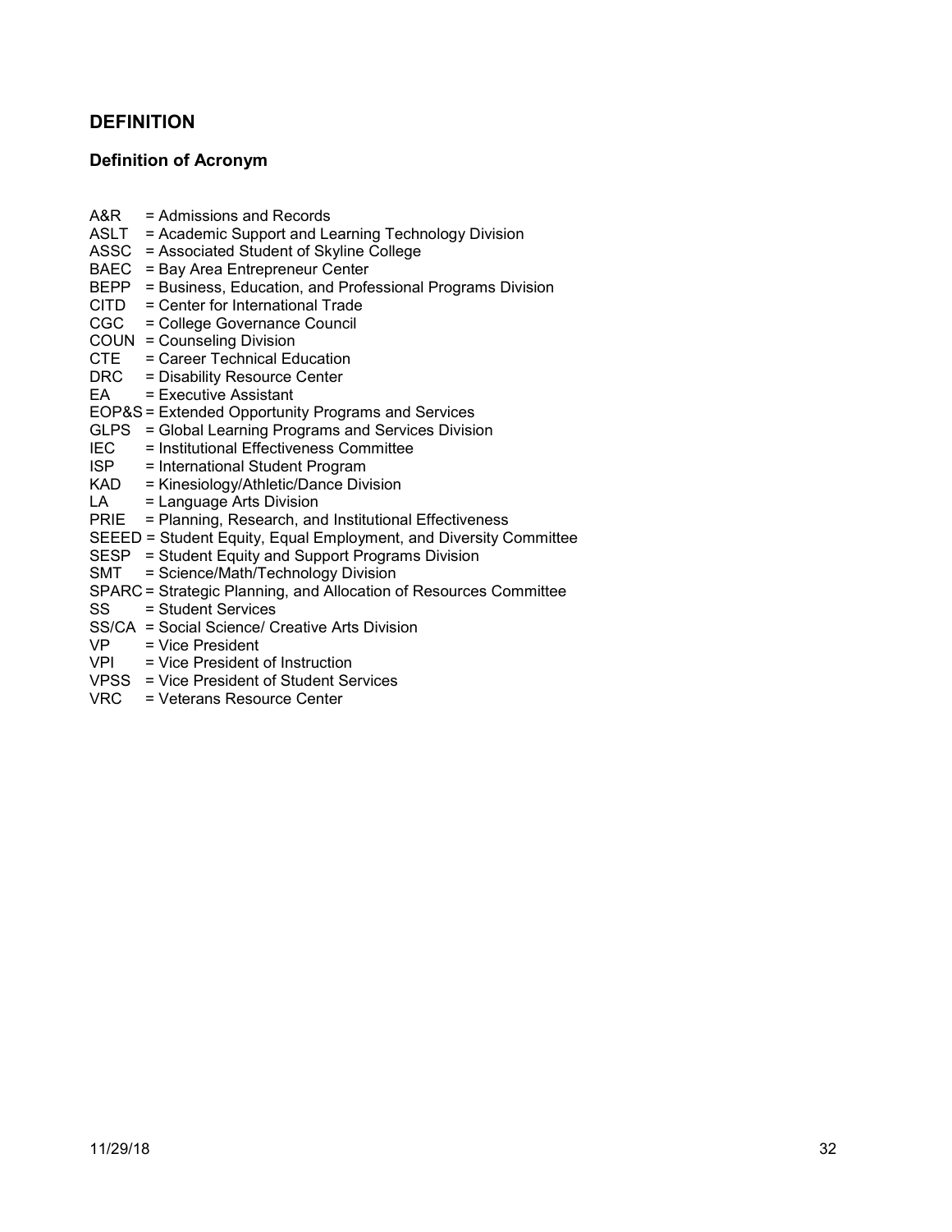## DEFINITION

### Definition of Acronym

A&R = Admissions and Records
ASLT = Academic Support and Learning Technology Division
ASSC = Associated Student of Skyline College
BAEC = Bay Area Entrepreneur Center
BEPP = Business, Education, and Professional Programs Division
CITD = Center for International Trade
CGC = College Governance Council
COUN = Counseling Division
CTE = Career Technical Education
DRC = Disability Resource Center
EA = Executive Assistant
EOP&S = Extended Opportunity Programs and Services
GLPS = Global Learning Programs and Services Division
IEC = Institutional Effectiveness Committee
ISP = International Student Program
KAD = Kinesiology/Athletic/Dance Division
LA = Language Arts Division
PRIE = Planning, Research, and Institutional Effectiveness
SEEED = Student Equity, Equal Employment, and Diversity Committee
SESP = Student Equity and Support Programs Division
SMT = Science/Math/Technology Division
SPARC = Strategic Planning, and Allocation of Resources Committee
SS = Student Services
SS/CA = Social Science/ Creative Arts Division
VP = Vice President
VPI = Vice President of Instruction
VPSS = Vice President of Student Services
VRC = Veterans Resource Center